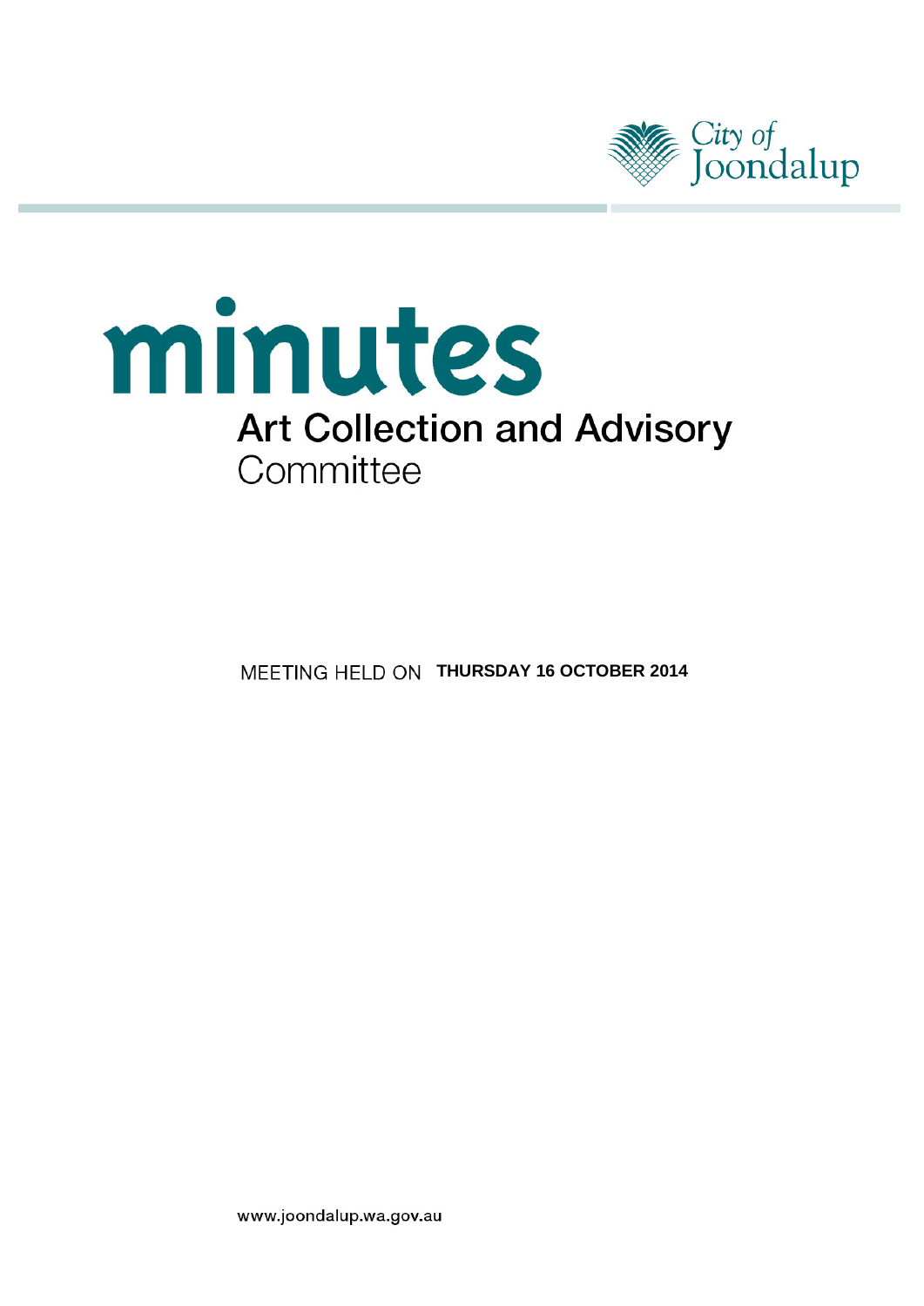City of Joondalup

# minutes

## Art Collection and Advisory Committee

MEETING HELD ON **THURSDAY 16 OCTOBER 2014**

www.joondalup.wa.gov.au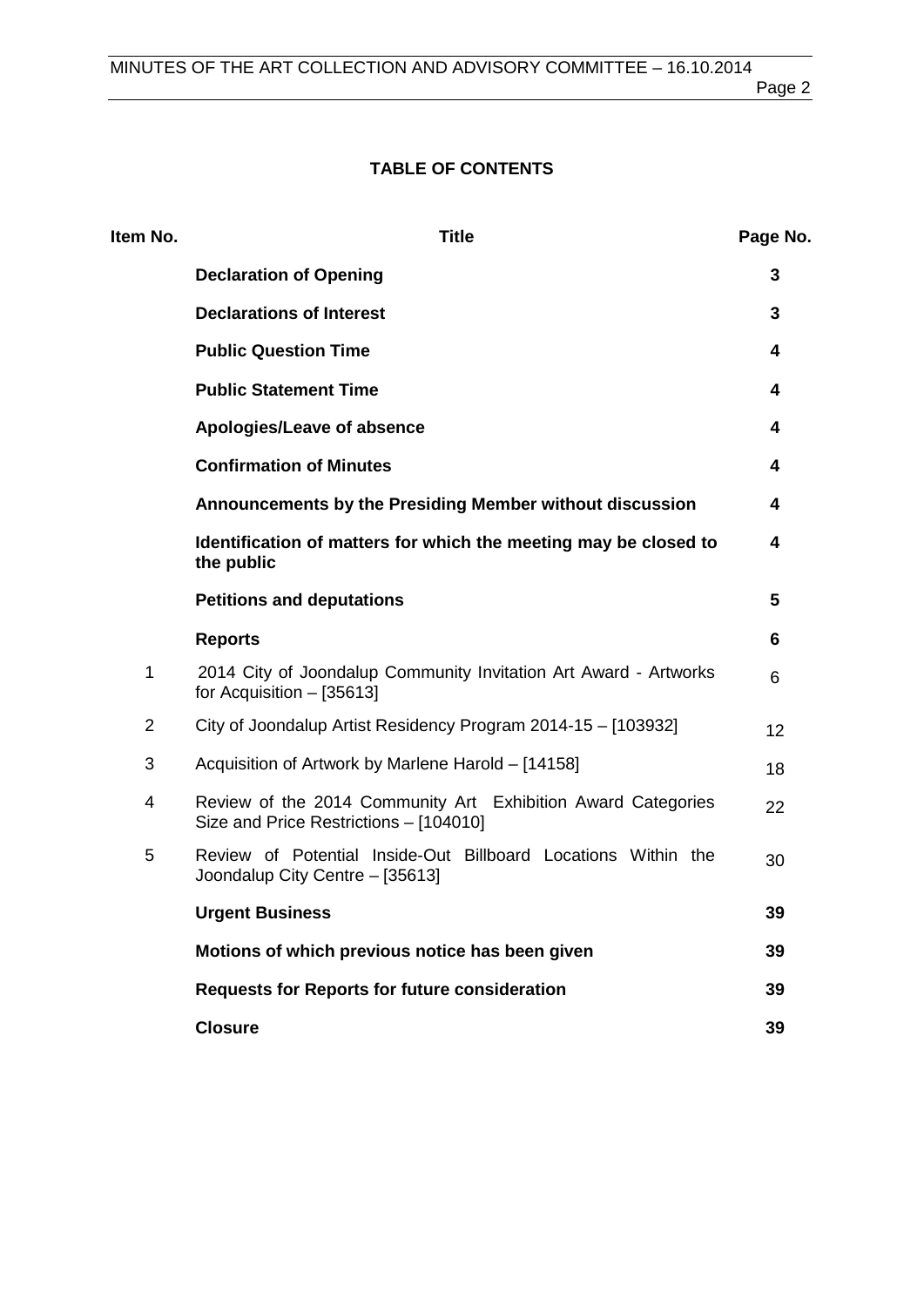**TABLE OF CONTENTS**

| Item No. | Title | Page No. |
|---|---|---|
| | **Declaration of Opening** | **3** |
| | **Declarations of Interest** | **3** |
| | **Public Question Time** | **4** |
| | **Public Statement Time** | **4** |
| | **Apologies/Leave of absence** | **4** |
| | **Confirmation of Minutes** | **4** |
| | **Announcements by the Presiding Member without discussion** | **4** |
| | **Identification of matters for which the meeting may be closed to the public** | **4** |
| | **Petitions and deputations** | **5** |
| | **Reports** | **6** |
| 1 | 2014 City of Joondalup Community Invitation Art Award - Artworks for Acquisition – [35613] | 6 |
| 2 | City of Joondalup Artist Residency Program 2014-15 – [103932] | 12 |
| 3 | Acquisition of Artwork by Marlene Harold – [14158] | 18 |
| 4 | Review of the 2014 Community Art Exhibition Award Categories Size and Price Restrictions – [104010] | 22 |
| 5 | Review of Potential Inside-Out Billboard Locations Within the Joondalup City Centre – [35613] | 30 |
| | **Urgent Business** | **39** |
| | **Motions of which previous notice has been given** | **39** |
| | **Requests for Reports for future consideration** | **39** |
| | **Closure** | **39** |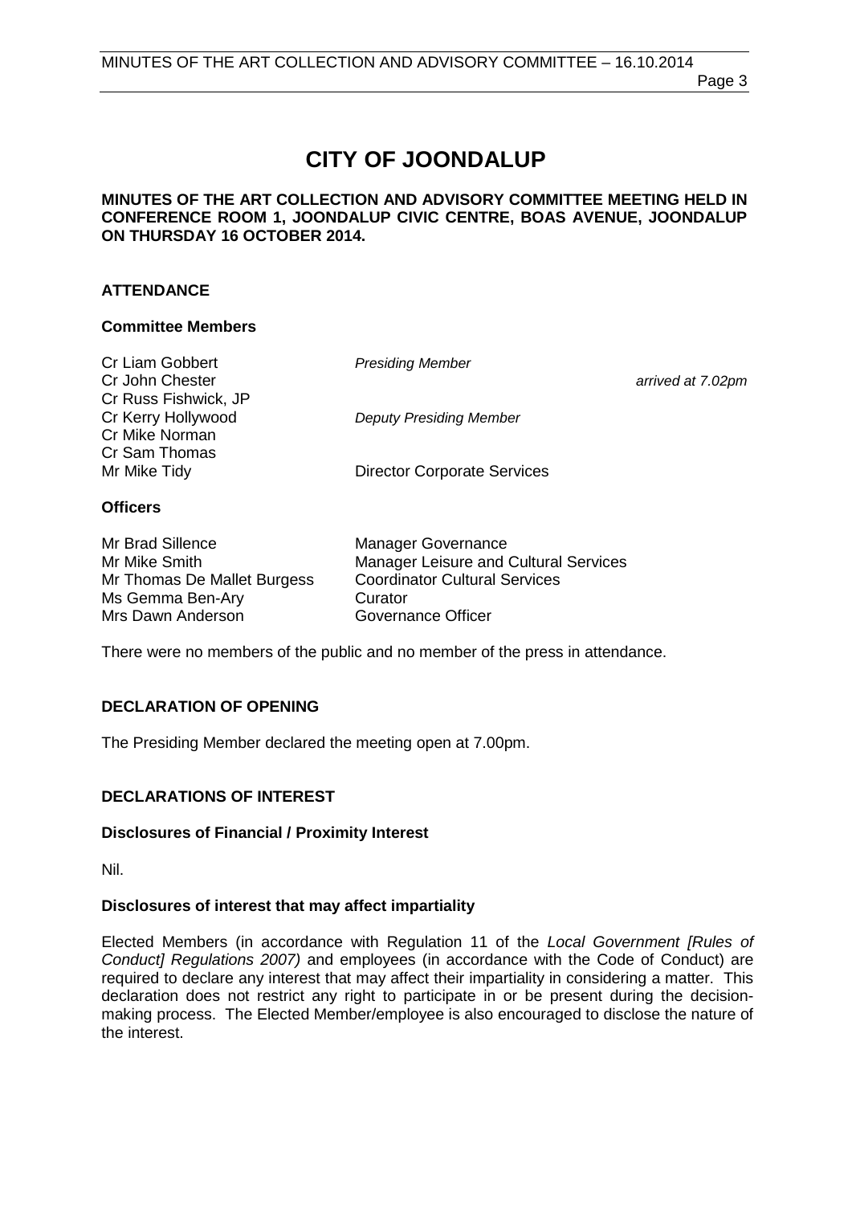# CITY OF JOONDALUP

**MINUTES OF THE ART COLLECTION AND ADVISORY COMMITTEE MEETING HELD IN CONFERENCE ROOM 1, JOONDALUP CIVIC CENTRE, BOAS AVENUE, JOONDALUP ON THURSDAY 16 OCTOBER 2014.**

## ATTENDANCE

### Committee Members

| | | |
|---|---|---|
| Cr Liam Gobbert | *Presiding Member* | |
| Cr John Chester | | *arrived at 7.02pm* |
| Cr Russ Fishwick, JP | | |
| Cr Kerry Hollywood | *Deputy Presiding Member* | |
| Cr Mike Norman | | |
| Cr Sam Thomas | | |
| Mr Mike Tidy | Director Corporate Services | |

### Officers

| | |
|---|---|
| Mr Brad Sillence | Manager Governance |
| Mr Mike Smith | Manager Leisure and Cultural Services |
| Mr Thomas De Mallet Burgess | Coordinator Cultural Services |
| Ms Gemma Ben-Ary | Curator |
| Mrs Dawn Anderson | Governance Officer |

There were no members of the public and no member of the press in attendance.

## DECLARATION OF OPENING

The Presiding Member declared the meeting open at 7.00pm.

## DECLARATIONS OF INTEREST

### Disclosures of Financial / Proximity Interest

Nil.

### Disclosures of interest that may affect impartiality

Elected Members (in accordance with Regulation 11 of the *Local Government [Rules of Conduct] Regulations 2007)* and employees (in accordance with the Code of Conduct) are required to declare any interest that may affect their impartiality in considering a matter. This declaration does not restrict any right to participate in or be present during the decision-making process. The Elected Member/employee is also encouraged to disclose the nature of the interest.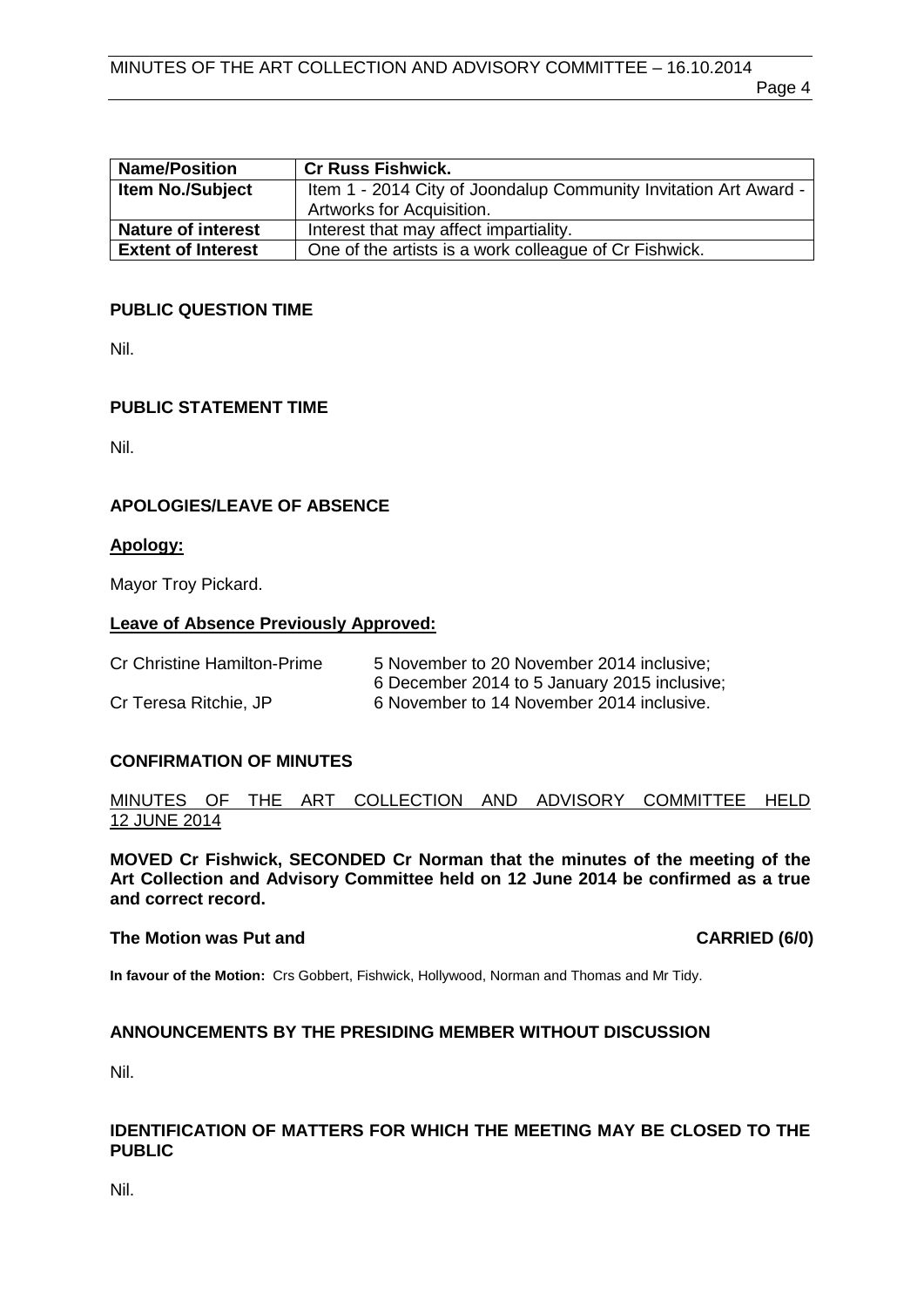| Name/Position | Cr Russ Fishwick. |
| --- | --- |
| Item No./Subject | Item 1 - 2014 City of Joondalup Community Invitation Art Award - Artworks for Acquisition. |
| Nature of interest | Interest that may affect impartiality. |
| Extent of Interest | One of the artists is a work colleague of Cr Fishwick. |

## PUBLIC QUESTION TIME

Nil.

## PUBLIC STATEMENT TIME

Nil.

## APOLOGIES/LEAVE OF ABSENCE

**Apology:**

Mayor Troy Pickard.

**Leave of Absence Previously Approved:**

| | |
| --- | --- |
| Cr Christine Hamilton-Prime | 5 November to 20 November 2014 inclusive; 6 December 2014 to 5 January 2015 inclusive; |
| Cr Teresa Ritchie, JP | 6 November to 14 November 2014 inclusive. |

## CONFIRMATION OF MINUTES

MINUTES OF THE ART COLLECTION AND ADVISORY COMMITTEE HELD 12 JUNE 2014

**MOVED Cr Fishwick, SECONDED Cr Norman that the minutes of the meeting of the Art Collection and Advisory Committee held on 12 June 2014 be confirmed as a true and correct record.**

**The Motion was Put and CARRIED (6/0)**

**In favour of the Motion:** Crs Gobbert, Fishwick, Hollywood, Norman and Thomas and Mr Tidy.

## ANNOUNCEMENTS BY THE PRESIDING MEMBER WITHOUT DISCUSSION

Nil.

## IDENTIFICATION OF MATTERS FOR WHICH THE MEETING MAY BE CLOSED TO THE PUBLIC

Nil.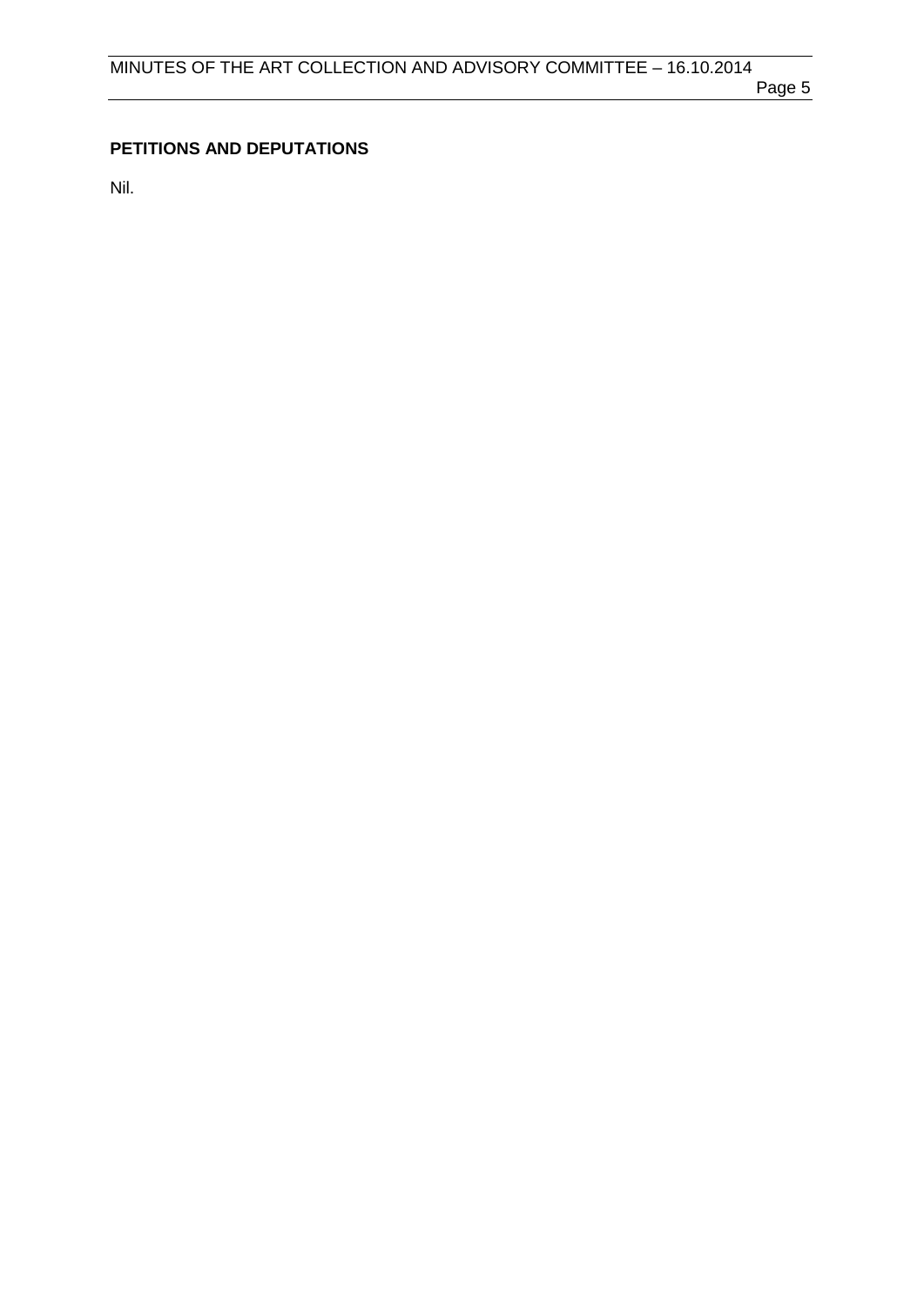**PETITIONS AND DEPUTATIONS**

Nil.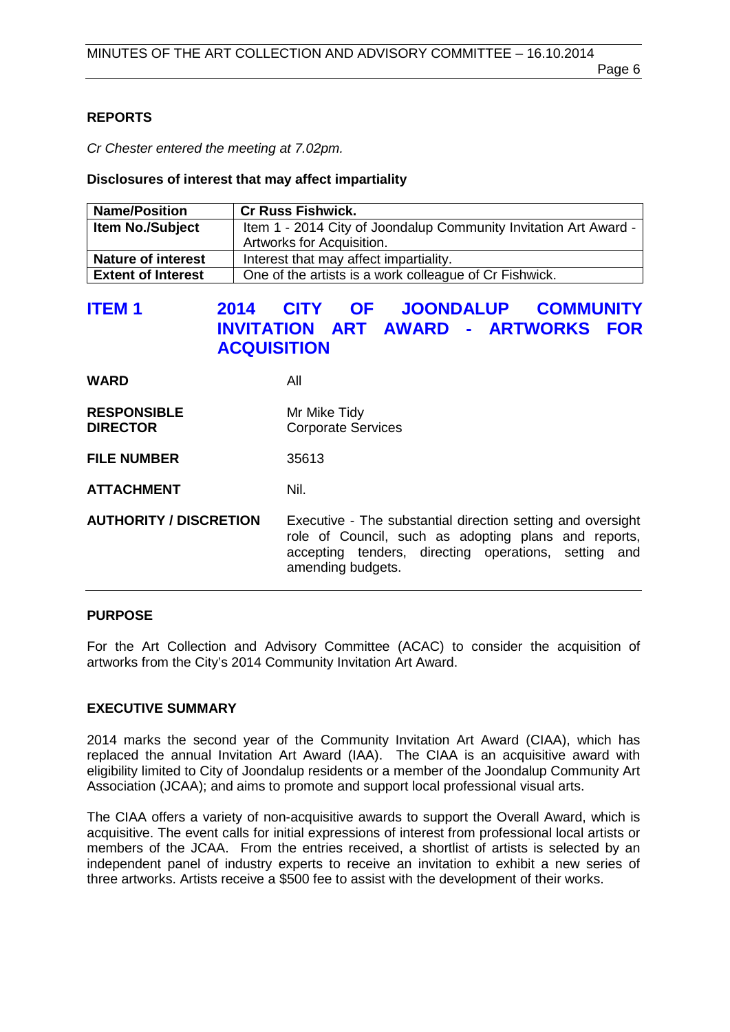## REPORTS

*Cr Chester entered the meeting at 7.02pm.*

**Disclosures of interest that may affect impartiality**

| **Name/Position** | **Cr Russ Fishwick.** |
|---|---|
| **Item No./Subject** | Item 1 - 2014 City of Joondalup Community Invitation Art Award - Artworks for Acquisition. |
| **Nature of interest** | Interest that may affect impartiality. |
| **Extent of Interest** | One of the artists is a work colleague of Cr Fishwick. |

## ITEM 1 2014 CITY OF JOONDALUP COMMUNITY INVITATION ART AWARD - ARTWORKS FOR ACQUISITION

**WARD** All

**RESPONSIBLE DIRECTOR** Mr Mike Tidy
Corporate Services

**FILE NUMBER** 35613

**ATTACHMENT** Nil.

**AUTHORITY / DISCRETION** Executive - The substantial direction setting and oversight role of Council, such as adopting plans and reports, accepting tenders, directing operations, setting and amending budgets.

### PURPOSE

For the Art Collection and Advisory Committee (ACAC) to consider the acquisition of artworks from the City's 2014 Community Invitation Art Award.

### EXECUTIVE SUMMARY

2014 marks the second year of the Community Invitation Art Award (CIAA), which has replaced the annual Invitation Art Award (IAA). The CIAA is an acquisitive award with eligibility limited to City of Joondalup residents or a member of the Joondalup Community Art Association (JCAA); and aims to promote and support local professional visual arts.

The CIAA offers a variety of non-acquisitive awards to support the Overall Award, which is acquisitive. The event calls for initial expressions of interest from professional local artists or members of the JCAA. From the entries received, a shortlist of artists is selected by an independent panel of industry experts to receive an invitation to exhibit a new series of three artworks. Artists receive a $500 fee to assist with the development of their works.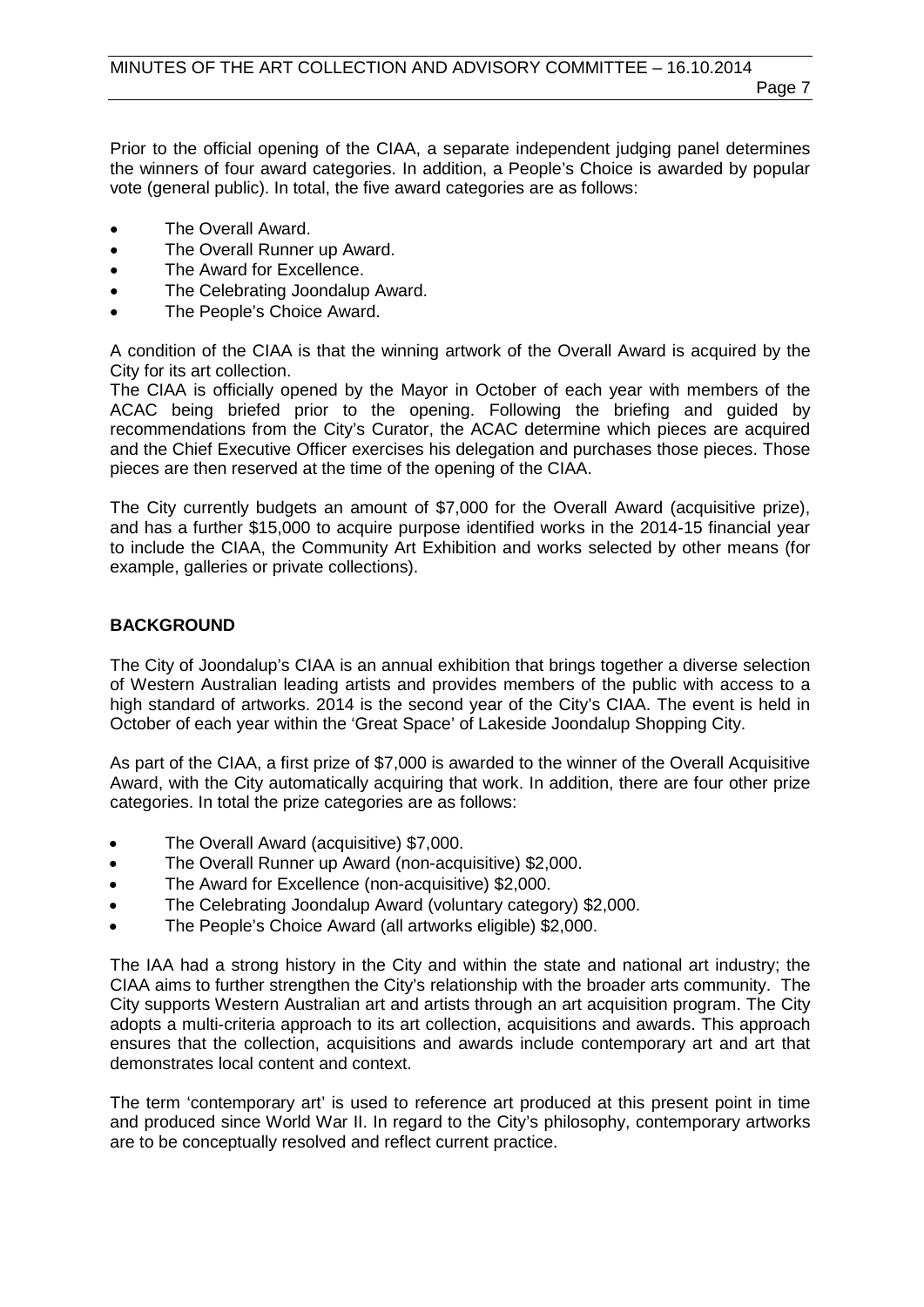Prior to the official opening of the CIAA, a separate independent judging panel determines the winners of four award categories. In addition, a People's Choice is awarded by popular vote (general public). In total, the five award categories are as follows:

- The Overall Award.
- The Overall Runner up Award.
- The Award for Excellence.
- The Celebrating Joondalup Award.
- The People's Choice Award.

A condition of the CIAA is that the winning artwork of the Overall Award is acquired by the City for its art collection.
The CIAA is officially opened by the Mayor in October of each year with members of the ACAC being briefed prior to the opening. Following the briefing and guided by recommendations from the City's Curator, the ACAC determine which pieces are acquired and the Chief Executive Officer exercises his delegation and purchases those pieces. Those pieces are then reserved at the time of the opening of the CIAA.

The City currently budgets an amount of $7,000 for the Overall Award (acquisitive prize), and has a further $15,000 to acquire purpose identified works in the 2014-15 financial year to include the CIAA, the Community Art Exhibition and works selected by other means (for example, galleries or private collections).

## BACKGROUND

The City of Joondalup's CIAA is an annual exhibition that brings together a diverse selection of Western Australian leading artists and provides members of the public with access to a high standard of artworks. 2014 is the second year of the City's CIAA. The event is held in October of each year within the 'Great Space' of Lakeside Joondalup Shopping City.

As part of the CIAA, a first prize of $7,000 is awarded to the winner of the Overall Acquisitive Award, with the City automatically acquiring that work. In addition, there are four other prize categories. In total the prize categories are as follows:

- The Overall Award (acquisitive) $7,000.
- The Overall Runner up Award (non-acquisitive) $2,000.
- The Award for Excellence (non-acquisitive) $2,000.
- The Celebrating Joondalup Award (voluntary category) $2,000.
- The People's Choice Award (all artworks eligible) $2,000.

The IAA had a strong history in the City and within the state and national art industry; the CIAA aims to further strengthen the City's relationship with the broader arts community. The City supports Western Australian art and artists through an art acquisition program. The City adopts a multi-criteria approach to its art collection, acquisitions and awards. This approach ensures that the collection, acquisitions and awards include contemporary art and art that demonstrates local content and context.

The term 'contemporary art' is used to reference art produced at this present point in time and produced since World War II. In regard to the City's philosophy, contemporary artworks are to be conceptually resolved and reflect current practice.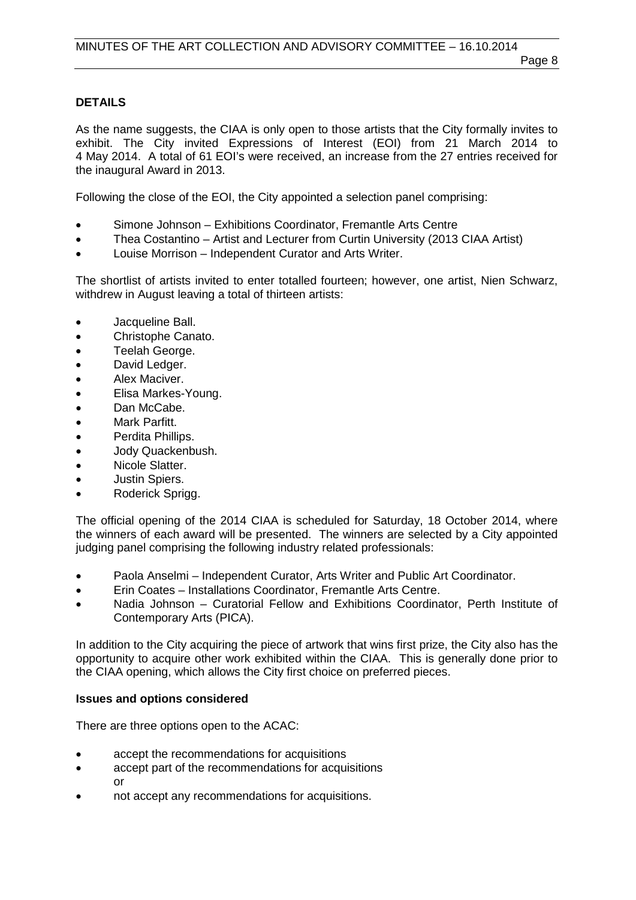**DETAILS**

As the name suggests, the CIAA is only open to those artists that the City formally invites to exhibit. The City invited Expressions of Interest (EOI) from 21 March 2014 to 4 May 2014. A total of 61 EOI's were received, an increase from the 27 entries received for the inaugural Award in 2013.

Following the close of the EOI, the City appointed a selection panel comprising:

- Simone Johnson – Exhibitions Coordinator, Fremantle Arts Centre
- Thea Costantino – Artist and Lecturer from Curtin University (2013 CIAA Artist)
- Louise Morrison – Independent Curator and Arts Writer.

The shortlist of artists invited to enter totalled fourteen; however, one artist, Nien Schwarz, withdrew in August leaving a total of thirteen artists:

- Jacqueline Ball.
- Christophe Canato.
- Teelah George.
- David Ledger.
- Alex Maciver.
- Elisa Markes-Young.
- Dan McCabe.
- Mark Parfitt.
- Perdita Phillips.
- Jody Quackenbush.
- Nicole Slatter.
- Justin Spiers.
- Roderick Sprigg.

The official opening of the 2014 CIAA is scheduled for Saturday, 18 October 2014, where the winners of each award will be presented. The winners are selected by a City appointed judging panel comprising the following industry related professionals:

- Paola Anselmi – Independent Curator, Arts Writer and Public Art Coordinator.
- Erin Coates – Installations Coordinator, Fremantle Arts Centre.
- Nadia Johnson – Curatorial Fellow and Exhibitions Coordinator, Perth Institute of Contemporary Arts (PICA).

In addition to the City acquiring the piece of artwork that wins first prize, the City also has the opportunity to acquire other work exhibited within the CIAA. This is generally done prior to the CIAA opening, which allows the City first choice on preferred pieces.

**Issues and options considered**

There are three options open to the ACAC:

- accept the recommendations for acquisitions
- accept part of the recommendations for acquisitions
  or
- not accept any recommendations for acquisitions.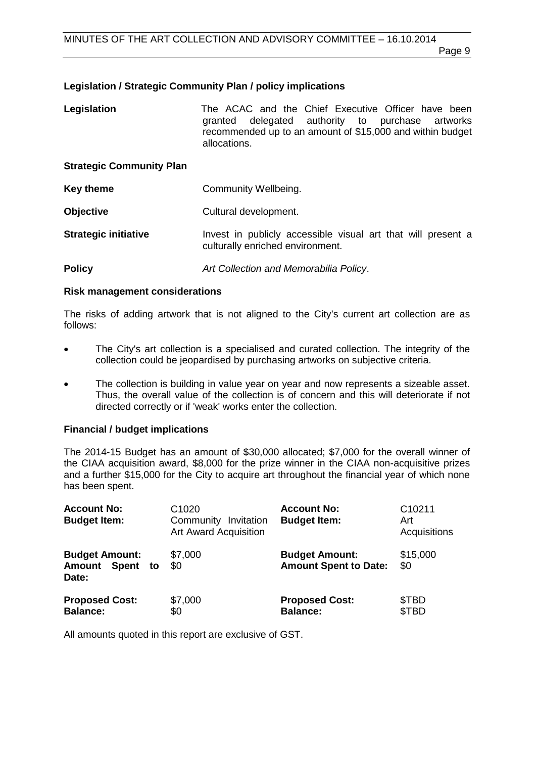**Legislation / Strategic Community Plan / policy implications**

| | |
|---|---|
| **Legislation** | The ACAC and the Chief Executive Officer have been granted delegated authority to purchase artworks recommended up to an amount of $15,000 and within budget allocations. |
| **Strategic Community Plan** | |
| **Key theme** | Community Wellbeing. |
| **Objective** | Cultural development. |
| **Strategic initiative** | Invest in publicly accessible visual art that will present a culturally enriched environment. |
| **Policy** | *Art Collection and Memorabilia Policy*. |

**Risk management considerations**

The risks of adding artwork that is not aligned to the City's current art collection are as follows:

- The City's art collection is a specialised and curated collection. The integrity of the collection could be jeopardised by purchasing artworks on subjective criteria.
- The collection is building in value year on year and now represents a sizeable asset. Thus, the overall value of the collection is of concern and this will deteriorate if not directed correctly or if 'weak' works enter the collection.

**Financial / budget implications**

The 2014-15 Budget has an amount of $30,000 allocated; $7,000 for the overall winner of the CIAA acquisition award, $8,000 for the prize winner in the CIAA non-acquisitive prizes and a further $15,000 for the City to acquire art throughout the financial year of which none has been spent.

| | | | |
|---|---|---|---|
| **Account No:** | C1020 | **Account No:** | C10211 |
| **Budget Item:** | Community Invitation Art Award Acquisition | **Budget Item:** | Art Acquisitions |
| **Budget Amount:** | $7,000 | **Budget Amount:** | $15,000 |
| **Amount Spent to Date:** | $0 | **Amount Spent to Date:** | $0 |
| **Proposed Cost:** | $7,000 | **Proposed Cost:** | $TBD |
| **Balance:** | $0 | **Balance:** | $TBD |

All amounts quoted in this report are exclusive of GST.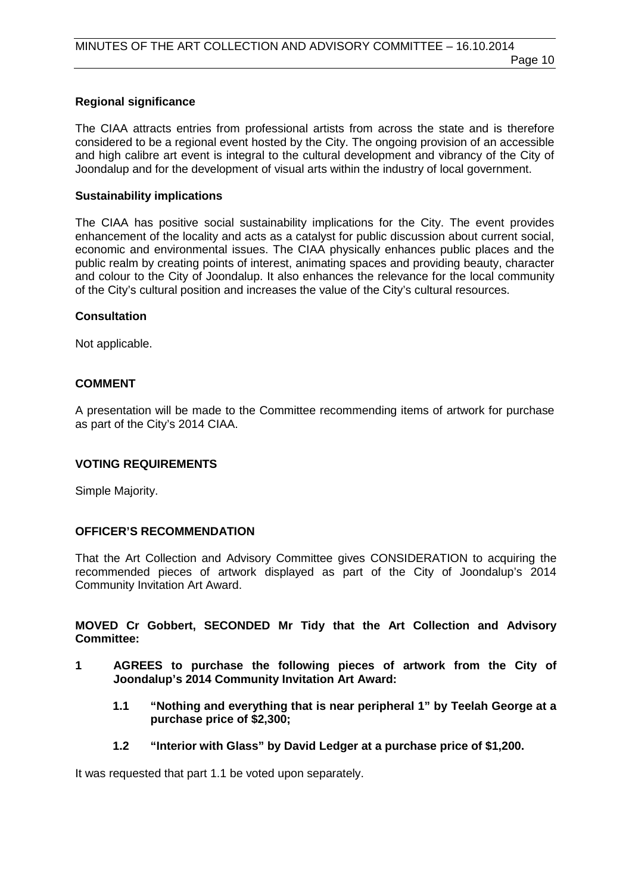**Regional significance**

The CIAA attracts entries from professional artists from across the state and is therefore considered to be a regional event hosted by the City. The ongoing provision of an accessible and high calibre art event is integral to the cultural development and vibrancy of the City of Joondalup and for the development of visual arts within the industry of local government.

**Sustainability implications**

The CIAA has positive social sustainability implications for the City. The event provides enhancement of the locality and acts as a catalyst for public discussion about current social, economic and environmental issues. The CIAA physically enhances public places and the public realm by creating points of interest, animating spaces and providing beauty, character and colour to the City of Joondalup. It also enhances the relevance for the local community of the City's cultural position and increases the value of the City's cultural resources.

**Consultation**

Not applicable.

## COMMENT

A presentation will be made to the Committee recommending items of artwork for purchase as part of the City's 2014 CIAA.

## VOTING REQUIREMENTS

Simple Majority.

## OFFICER'S RECOMMENDATION

That the Art Collection and Advisory Committee gives CONSIDERATION to acquiring the recommended pieces of artwork displayed as part of the City of Joondalup's 2014 Community Invitation Art Award.

**MOVED Cr Gobbert, SECONDED Mr Tidy that the Art Collection and Advisory Committee:**

**1 AGREES to purchase the following pieces of artwork from the City of Joondalup's 2014 Community Invitation Art Award:**

**1.1 "Nothing and everything that is near peripheral 1" by Teelah George at a purchase price of $2,300;**

**1.2 "Interior with Glass" by David Ledger at a purchase price of $1,200.**

It was requested that part 1.1 be voted upon separately.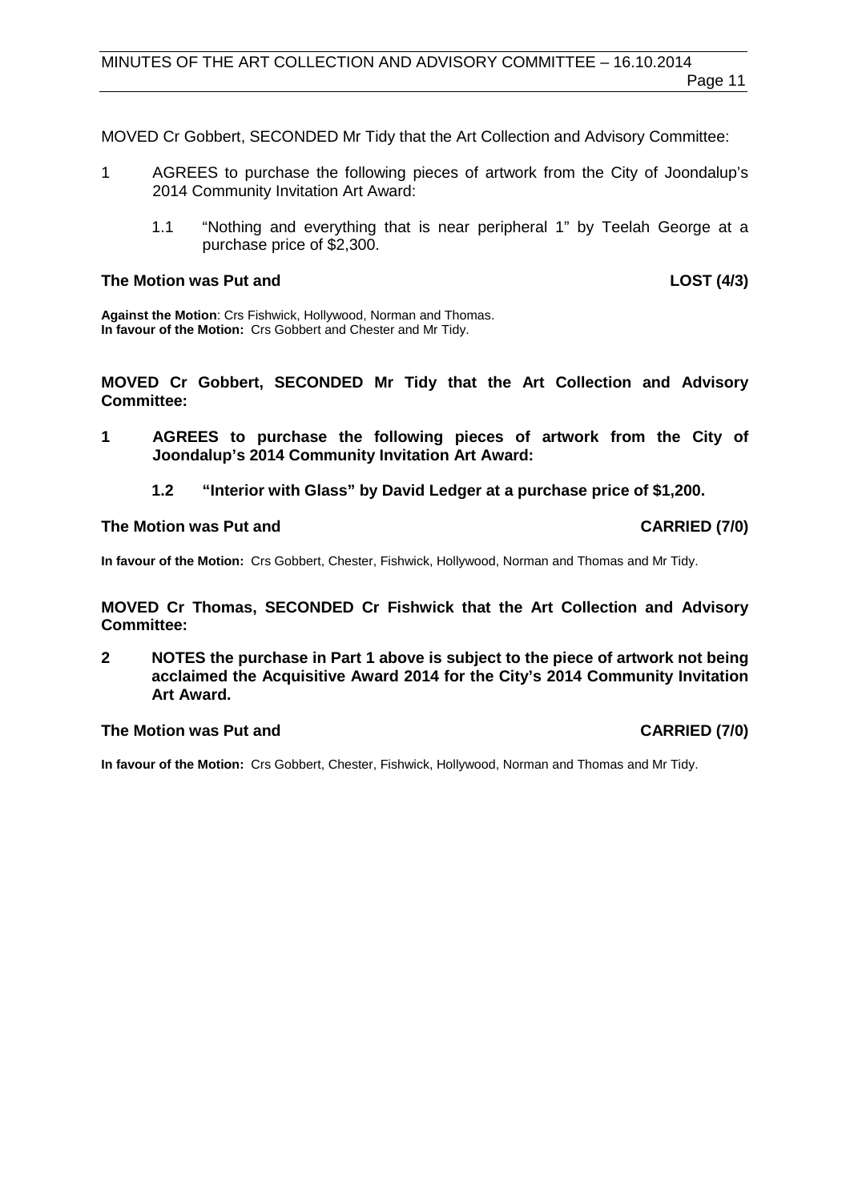MOVED Cr Gobbert, SECONDED Mr Tidy that the Art Collection and Advisory Committee:

1 AGREES to purchase the following pieces of artwork from the City of Joondalup's 2014 Community Invitation Art Award:

 1.1 "Nothing and everything that is near peripheral 1" by Teelah George at a purchase price of $2,300.

**The Motion was Put and LOST (4/3)**

**Against the Motion**: Crs Fishwick, Hollywood, Norman and Thomas.
**In favour of the Motion:** Crs Gobbert and Chester and Mr Tidy.

**MOVED Cr Gobbert, SECONDED Mr Tidy that the Art Collection and Advisory Committee:**

**1 AGREES to purchase the following pieces of artwork from the City of Joondalup's 2014 Community Invitation Art Award:**

 **1.2 "Interior with Glass" by David Ledger at a purchase price of $1,200.**

**The Motion was Put and CARRIED (7/0)**

**In favour of the Motion:** Crs Gobbert, Chester, Fishwick, Hollywood, Norman and Thomas and Mr Tidy.

**MOVED Cr Thomas, SECONDED Cr Fishwick that the Art Collection and Advisory Committee:**

**2 NOTES the purchase in Part 1 above is subject to the piece of artwork not being acclaimed the Acquisitive Award 2014 for the City's 2014 Community Invitation Art Award.**

**The Motion was Put and CARRIED (7/0)**

**In favour of the Motion:** Crs Gobbert, Chester, Fishwick, Hollywood, Norman and Thomas and Mr Tidy.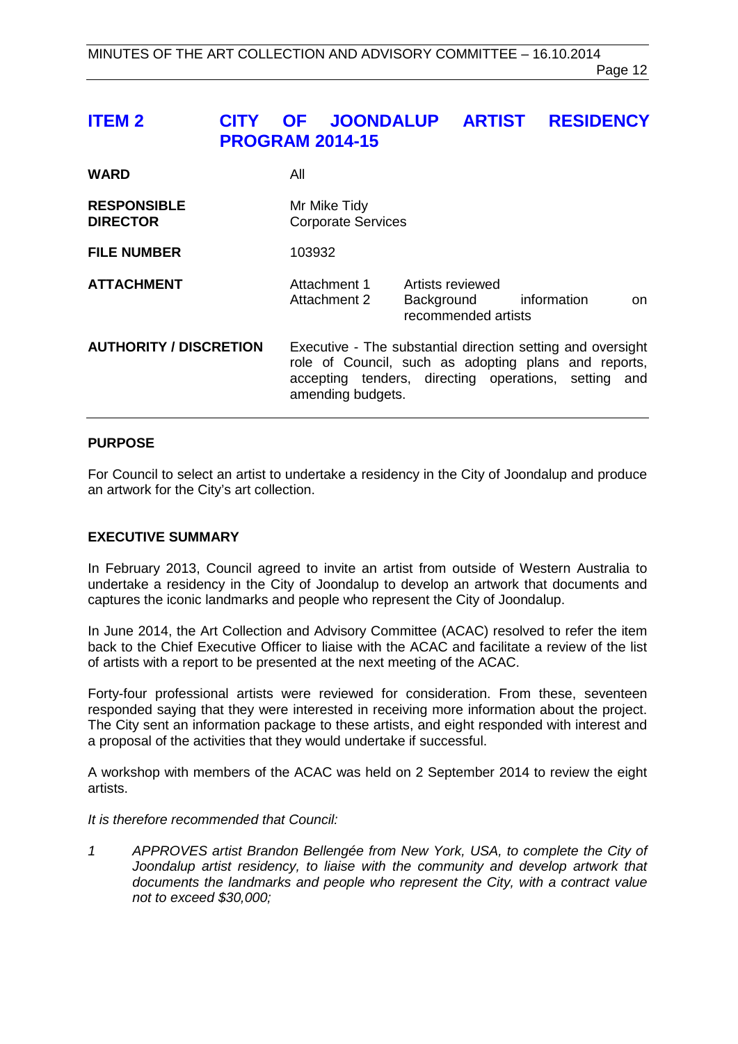# ITEM 2 CITY OF JOONDALUP ARTIST RESIDENCY PROGRAM 2014-15

| | | |
|---|---|---|
| **WARD** | All | |
| **RESPONSIBLE DIRECTOR** | Mr Mike Tidy<br>Corporate Services | |
| **FILE NUMBER** | 103932 | |
| **ATTACHMENT** | Attachment 1<br>Attachment 2 | Artists reviewed<br>Background information on recommended artists |
| **AUTHORITY / DISCRETION** | Executive - The substantial direction setting and oversight role of Council, such as adopting plans and reports, accepting tenders, directing operations, setting and amending budgets. | |

## PURPOSE

For Council to select an artist to undertake a residency in the City of Joondalup and produce an artwork for the City's art collection.

## EXECUTIVE SUMMARY

In February 2013, Council agreed to invite an artist from outside of Western Australia to undertake a residency in the City of Joondalup to develop an artwork that documents and captures the iconic landmarks and people who represent the City of Joondalup.

In June 2014, the Art Collection and Advisory Committee (ACAC) resolved to refer the item back to the Chief Executive Officer to liaise with the ACAC and facilitate a review of the list of artists with a report to be presented at the next meeting of the ACAC.

Forty-four professional artists were reviewed for consideration. From these, seventeen responded saying that they were interested in receiving more information about the project. The City sent an information package to these artists, and eight responded with interest and a proposal of the activities that they would undertake if successful.

A workshop with members of the ACAC was held on 2 September 2014 to review the eight artists.

*It is therefore recommended that Council:*

1. *APPROVES artist Brandon Bellengée from New York, USA, to complete the City of Joondalup artist residency, to liaise with the community and develop artwork that documents the landmarks and people who represent the City, with a contract value not to exceed $30,000;*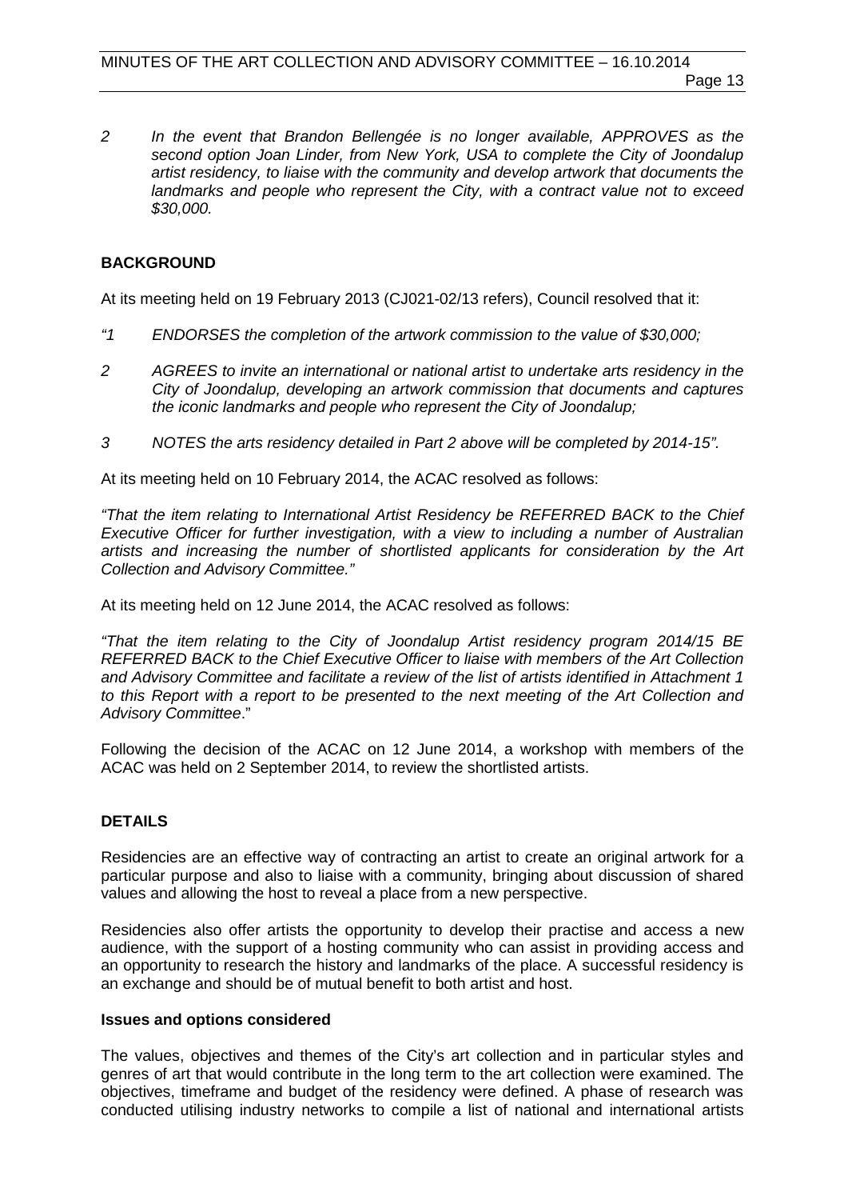*2 In the event that Brandon Bellengée is no longer available, APPROVES as the second option Joan Linder, from New York, USA to complete the City of Joondalup artist residency, to liaise with the community and develop artwork that documents the landmarks and people who represent the City, with a contract value not to exceed $30,000.*

## BACKGROUND

At its meeting held on 19 February 2013 (CJ021-02/13 refers), Council resolved that it:

*"1 ENDORSES the completion of the artwork commission to the value of $30,000;*

*2 AGREES to invite an international or national artist to undertake arts residency in the City of Joondalup, developing an artwork commission that documents and captures the iconic landmarks and people who represent the City of Joondalup;*

*3 NOTES the arts residency detailed in Part 2 above will be completed by 2014-15".*

At its meeting held on 10 February 2014, the ACAC resolved as follows:

*"That the item relating to International Artist Residency be REFERRED BACK to the Chief Executive Officer for further investigation, with a view to including a number of Australian artists and increasing the number of shortlisted applicants for consideration by the Art Collection and Advisory Committee."*

At its meeting held on 12 June 2014, the ACAC resolved as follows:

*"That the item relating to the City of Joondalup Artist residency program 2014/15 BE REFERRED BACK to the Chief Executive Officer to liaise with members of the Art Collection and Advisory Committee and facilitate a review of the list of artists identified in Attachment 1 to this Report with a report to be presented to the next meeting of the Art Collection and Advisory Committee*."

Following the decision of the ACAC on 12 June 2014, a workshop with members of the ACAC was held on 2 September 2014, to review the shortlisted artists.

## DETAILS

Residencies are an effective way of contracting an artist to create an original artwork for a particular purpose and also to liaise with a community, bringing about discussion of shared values and allowing the host to reveal a place from a new perspective.

Residencies also offer artists the opportunity to develop their practise and access a new audience, with the support of a hosting community who can assist in providing access and an opportunity to research the history and landmarks of the place. A successful residency is an exchange and should be of mutual benefit to both artist and host.

### Issues and options considered

The values, objectives and themes of the City's art collection and in particular styles and genres of art that would contribute in the long term to the art collection were examined. The objectives, timeframe and budget of the residency were defined. A phase of research was conducted utilising industry networks to compile a list of national and international artists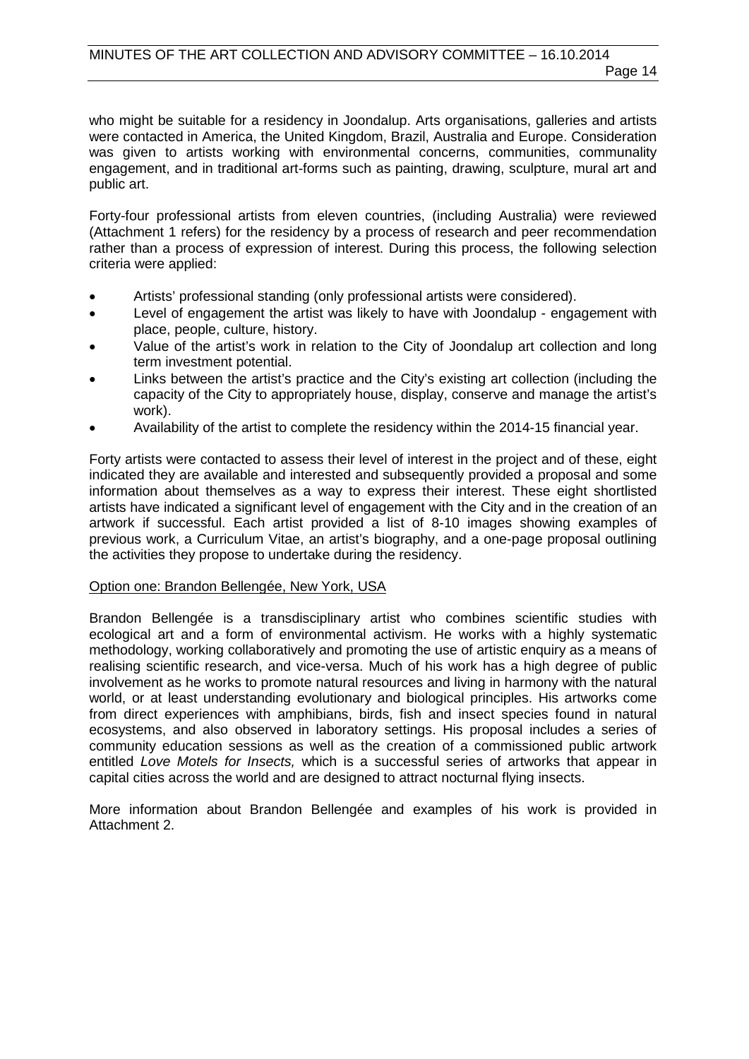who might be suitable for a residency in Joondalup. Arts organisations, galleries and artists were contacted in America, the United Kingdom, Brazil, Australia and Europe. Consideration was given to artists working with environmental concerns, communities, communality engagement, and in traditional art-forms such as painting, drawing, sculpture, mural art and public art.

Forty-four professional artists from eleven countries, (including Australia) were reviewed (Attachment 1 refers) for the residency by a process of research and peer recommendation rather than a process of expression of interest. During this process, the following selection criteria were applied:

- Artists' professional standing (only professional artists were considered).
- Level of engagement the artist was likely to have with Joondalup - engagement with place, people, culture, history.
- Value of the artist's work in relation to the City of Joondalup art collection and long term investment potential.
- Links between the artist's practice and the City's existing art collection (including the capacity of the City to appropriately house, display, conserve and manage the artist's work).
- Availability of the artist to complete the residency within the 2014-15 financial year.

Forty artists were contacted to assess their level of interest in the project and of these, eight indicated they are available and interested and subsequently provided a proposal and some information about themselves as a way to express their interest. These eight shortlisted artists have indicated a significant level of engagement with the City and in the creation of an artwork if successful. Each artist provided a list of 8-10 images showing examples of previous work, a Curriculum Vitae, an artist's biography, and a one-page proposal outlining the activities they propose to undertake during the residency.

<u>Option one: Brandon Bellengée, New York, USA</u>

Brandon Bellengée is a transdisciplinary artist who combines scientific studies with ecological art and a form of environmental activism. He works with a highly systematic methodology, working collaboratively and promoting the use of artistic enquiry as a means of realising scientific research, and vice-versa. Much of his work has a high degree of public involvement as he works to promote natural resources and living in harmony with the natural world, or at least understanding evolutionary and biological principles. His artworks come from direct experiences with amphibians, birds, fish and insect species found in natural ecosystems, and also observed in laboratory settings. His proposal includes a series of community education sessions as well as the creation of a commissioned public artwork entitled *Love Motels for Insects,* which is a successful series of artworks that appear in capital cities across the world and are designed to attract nocturnal flying insects.

More information about Brandon Bellengée and examples of his work is provided in Attachment 2.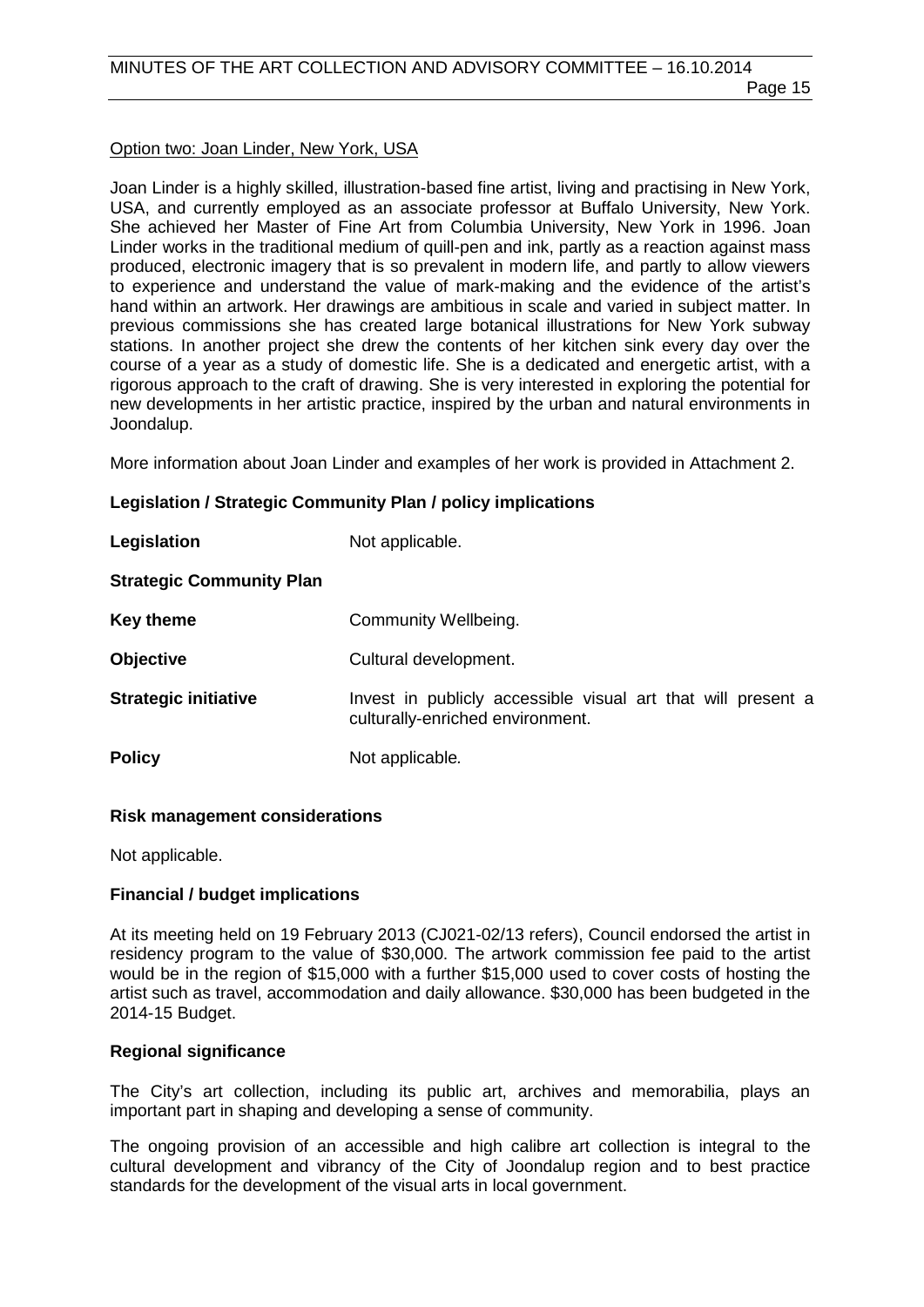Option two: Joan Linder, New York, USA

Joan Linder is a highly skilled, illustration-based fine artist, living and practising in New York, USA, and currently employed as an associate professor at Buffalo University, New York. She achieved her Master of Fine Art from Columbia University, New York in 1996. Joan Linder works in the traditional medium of quill-pen and ink, partly as a reaction against mass produced, electronic imagery that is so prevalent in modern life, and partly to allow viewers to experience and understand the value of mark-making and the evidence of the artist's hand within an artwork. Her drawings are ambitious in scale and varied in subject matter. In previous commissions she has created large botanical illustrations for New York subway stations. In another project she drew the contents of her kitchen sink every day over the course of a year as a study of domestic life. She is a dedicated and energetic artist, with a rigorous approach to the craft of drawing. She is very interested in exploring the potential for new developments in her artistic practice, inspired by the urban and natural environments in Joondalup.

More information about Joan Linder and examples of her work is provided in Attachment 2.

**Legislation / Strategic Community Plan / policy implications**

| | |
|---|---|
| **Legislation** | Not applicable. |
| **Strategic Community Plan** | |
| **Key theme** | Community Wellbeing. |
| **Objective** | Cultural development. |
| **Strategic initiative** | Invest in publicly accessible visual art that will present a culturally-enriched environment. |
| **Policy** | Not applicable. |

**Risk management considerations**

Not applicable.

**Financial / budget implications**

At its meeting held on 19 February 2013 (CJ021-02/13 refers), Council endorsed the artist in residency program to the value of $30,000. The artwork commission fee paid to the artist would be in the region of $15,000 with a further $15,000 used to cover costs of hosting the artist such as travel, accommodation and daily allowance. $30,000 has been budgeted in the 2014-15 Budget.

**Regional significance**

The City's art collection, including its public art, archives and memorabilia, plays an important part in shaping and developing a sense of community.

The ongoing provision of an accessible and high calibre art collection is integral to the cultural development and vibrancy of the City of Joondalup region and to best practice standards for the development of the visual arts in local government.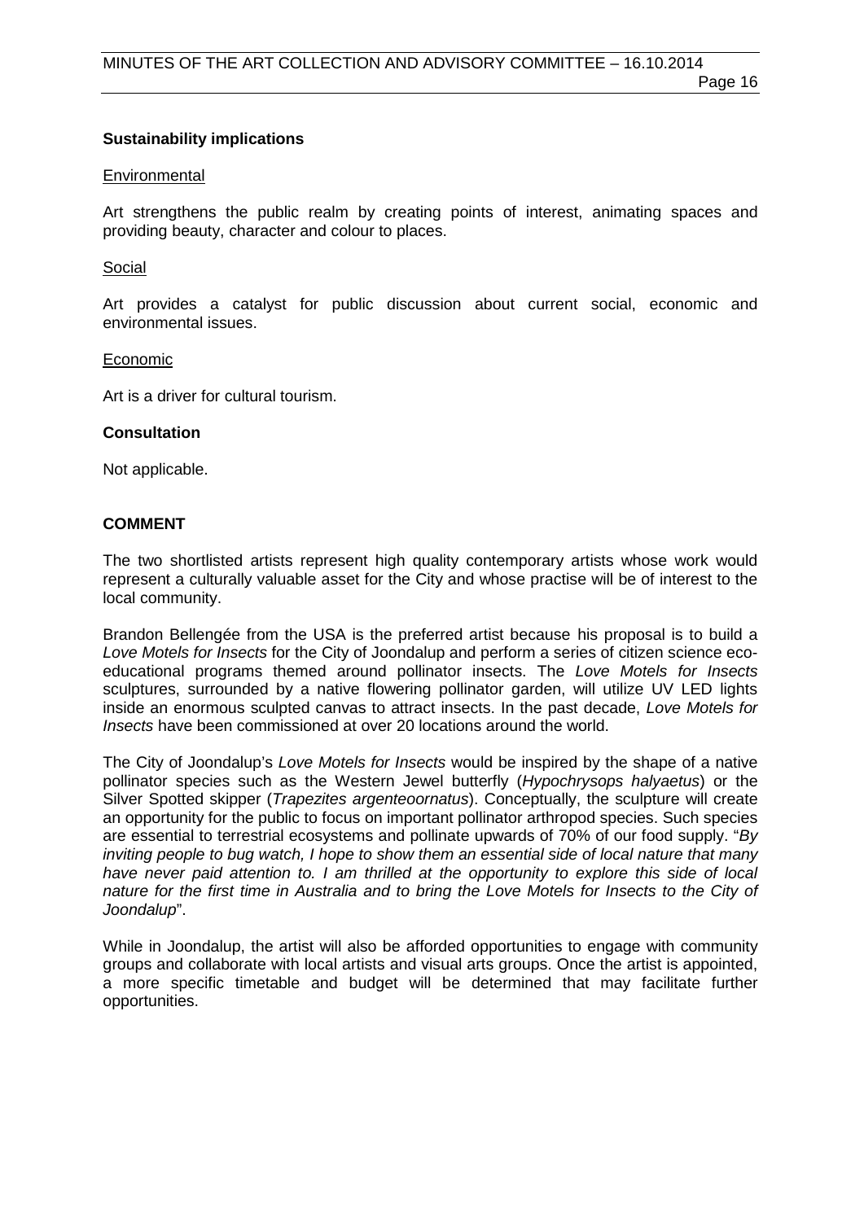**Sustainability implications**

Environmental

Art strengthens the public realm by creating points of interest, animating spaces and providing beauty, character and colour to places.

Social

Art provides a catalyst for public discussion about current social, economic and environmental issues.

Economic

Art is a driver for cultural tourism.

**Consultation**

Not applicable.

**COMMENT**

The two shortlisted artists represent high quality contemporary artists whose work would represent a culturally valuable asset for the City and whose practise will be of interest to the local community.

Brandon Bellengée from the USA is the preferred artist because his proposal is to build a *Love Motels for Insects* for the City of Joondalup and perform a series of citizen science eco-educational programs themed around pollinator insects. The *Love Motels for Insects* sculptures, surrounded by a native flowering pollinator garden, will utilize UV LED lights inside an enormous sculpted canvas to attract insects. In the past decade, *Love Motels for Insects* have been commissioned at over 20 locations around the world.

The City of Joondalup's *Love Motels for Insects* would be inspired by the shape of a native pollinator species such as the Western Jewel butterfly (*Hypochrysops halyaetus*) or the Silver Spotted skipper (*Trapezites argenteoornatus*). Conceptually, the sculpture will create an opportunity for the public to focus on important pollinator arthropod species. Such species are essential to terrestrial ecosystems and pollinate upwards of 70% of our food supply. "*By inviting people to bug watch, I hope to show them an essential side of local nature that many have never paid attention to. I am thrilled at the opportunity to explore this side of local nature for the first time in Australia and to bring the Love Motels for Insects to the City of Joondalup*".

While in Joondalup, the artist will also be afforded opportunities to engage with community groups and collaborate with local artists and visual arts groups. Once the artist is appointed, a more specific timetable and budget will be determined that may facilitate further opportunities.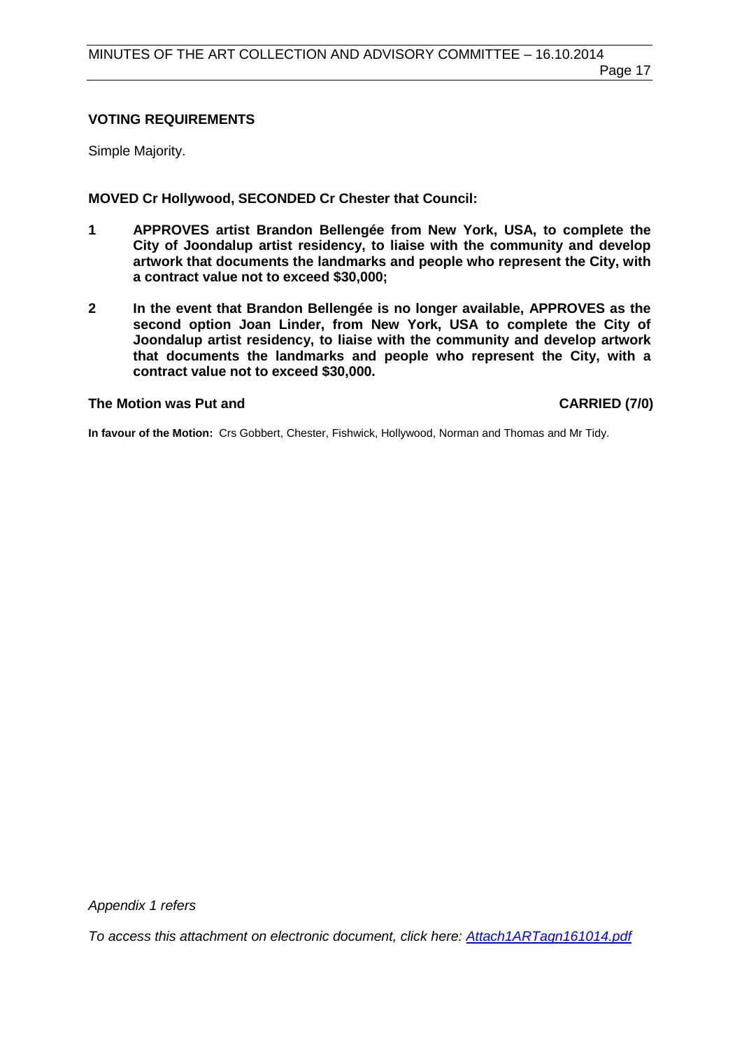**VOTING REQUIREMENTS**

Simple Majority.

**MOVED Cr Hollywood, SECONDED Cr Chester that Council:**

**1 APPROVES artist Brandon Bellengée from New York, USA, to complete the City of Joondalup artist residency, to liaise with the community and develop artwork that documents the landmarks and people who represent the City, with a contract value not to exceed $30,000;**

**2 In the event that Brandon Bellengée is no longer available, APPROVES as the second option Joan Linder, from New York, USA to complete the City of Joondalup artist residency, to liaise with the community and develop artwork that documents the landmarks and people who represent the City, with a contract value not to exceed $30,000.**

**The Motion was Put and CARRIED (7/0)**

**In favour of the Motion:** Crs Gobbert, Chester, Fishwick, Hollywood, Norman and Thomas and Mr Tidy.

*Appendix 1 refers*

*To access this attachment on electronic document, click here: Attach1ARTagn161014.pdf*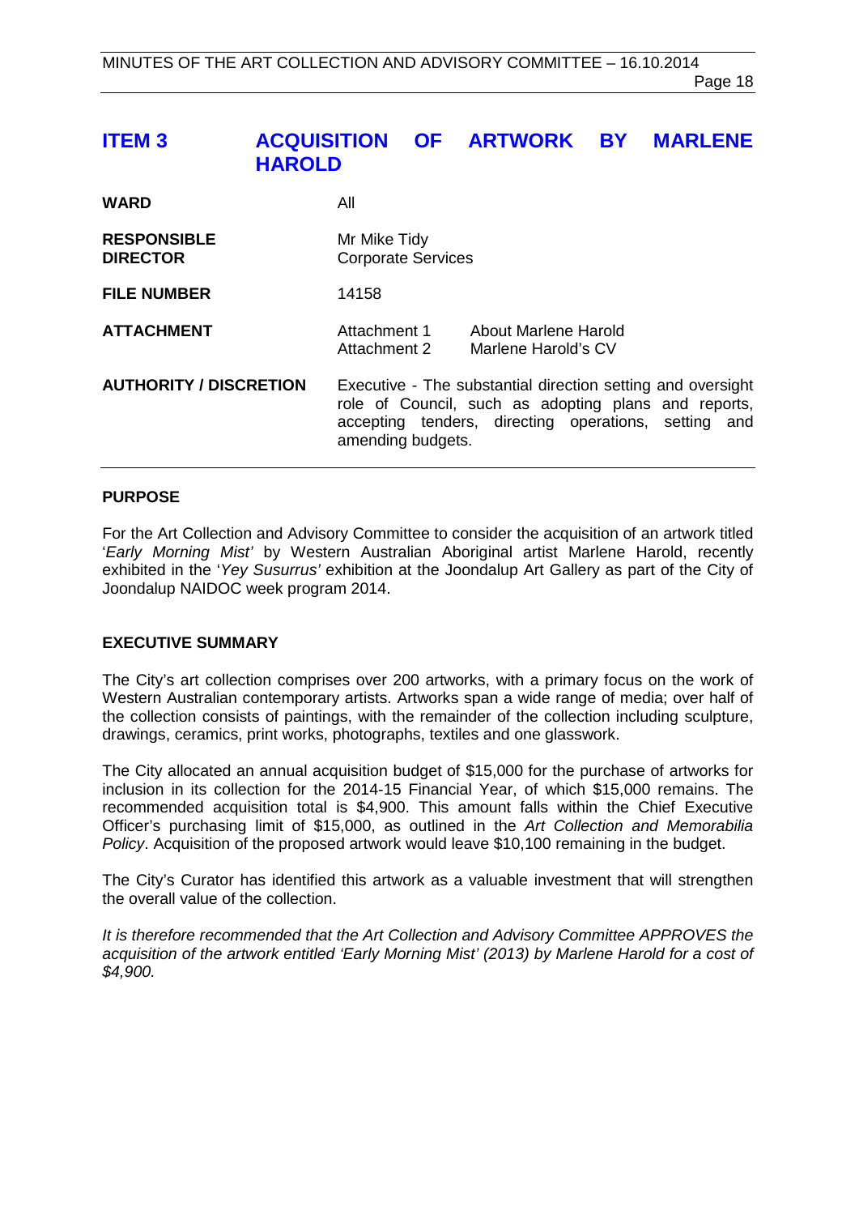## ITEM 3 ACQUISITION OF ARTWORK BY MARLENE HAROLD

| | | |
|---|---|---|
| **WARD** | All | |
| **RESPONSIBLE DIRECTOR** | Mr Mike Tidy<br>Corporate Services | |
| **FILE NUMBER** | 14158 | |
| **ATTACHMENT** | Attachment 1<br>Attachment 2 | About Marlene Harold<br>Marlene Harold's CV |
| **AUTHORITY / DISCRETION** | Executive - The substantial direction setting and oversight role of Council, such as adopting plans and reports, accepting tenders, directing operations, setting and amending budgets. | |

### PURPOSE

For the Art Collection and Advisory Committee to consider the acquisition of an artwork titled '*Early Morning Mist'* by Western Australian Aboriginal artist Marlene Harold, recently exhibited in the '*Yey Susurrus'* exhibition at the Joondalup Art Gallery as part of the City of Joondalup NAIDOC week program 2014.

### EXECUTIVE SUMMARY

The City's art collection comprises over 200 artworks, with a primary focus on the work of Western Australian contemporary artists. Artworks span a wide range of media; over half of the collection consists of paintings, with the remainder of the collection including sculpture, drawings, ceramics, print works, photographs, textiles and one glasswork.

The City allocated an annual acquisition budget of $15,000 for the purchase of artworks for inclusion in its collection for the 2014-15 Financial Year, of which $15,000 remains. The recommended acquisition total is $4,900. This amount falls within the Chief Executive Officer's purchasing limit of $15,000, as outlined in the *Art Collection and Memorabilia Policy*. Acquisition of the proposed artwork would leave $10,100 remaining in the budget.

The City's Curator has identified this artwork as a valuable investment that will strengthen the overall value of the collection.

*It is therefore recommended that the Art Collection and Advisory Committee APPROVES the acquisition of the artwork entitled 'Early Morning Mist' (2013) by Marlene Harold for a cost of $4,900.*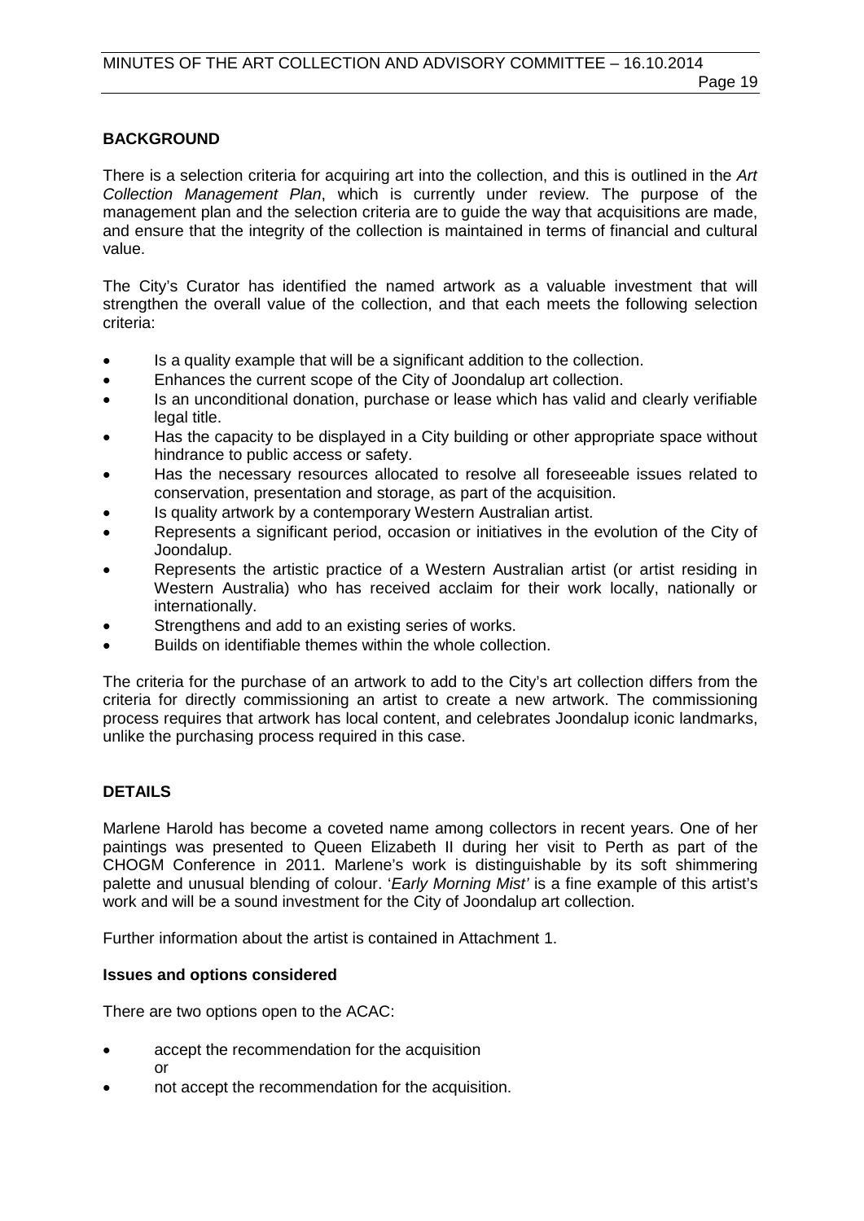## BACKGROUND

There is a selection criteria for acquiring art into the collection, and this is outlined in the *Art Collection Management Plan*, which is currently under review. The purpose of the management plan and the selection criteria are to guide the way that acquisitions are made, and ensure that the integrity of the collection is maintained in terms of financial and cultural value.

The City's Curator has identified the named artwork as a valuable investment that will strengthen the overall value of the collection, and that each meets the following selection criteria:

- Is a quality example that will be a significant addition to the collection.
- Enhances the current scope of the City of Joondalup art collection.
- Is an unconditional donation, purchase or lease which has valid and clearly verifiable legal title.
- Has the capacity to be displayed in a City building or other appropriate space without hindrance to public access or safety.
- Has the necessary resources allocated to resolve all foreseeable issues related to conservation, presentation and storage, as part of the acquisition.
- Is quality artwork by a contemporary Western Australian artist.
- Represents a significant period, occasion or initiatives in the evolution of the City of Joondalup.
- Represents the artistic practice of a Western Australian artist (or artist residing in Western Australia) who has received acclaim for their work locally, nationally or internationally.
- Strengthens and add to an existing series of works.
- Builds on identifiable themes within the whole collection.

The criteria for the purchase of an artwork to add to the City's art collection differs from the criteria for directly commissioning an artist to create a new artwork. The commissioning process requires that artwork has local content, and celebrates Joondalup iconic landmarks, unlike the purchasing process required in this case.

## DETAILS

Marlene Harold has become a coveted name among collectors in recent years. One of her paintings was presented to Queen Elizabeth II during her visit to Perth as part of the CHOGM Conference in 2011. Marlene's work is distinguishable by its soft shimmering palette and unusual blending of colour. '*Early Morning Mist'* is a fine example of this artist's work and will be a sound investment for the City of Joondalup art collection.

Further information about the artist is contained in Attachment 1.

### Issues and options considered

There are two options open to the ACAC:

- accept the recommendation for the acquisition
  or
- not accept the recommendation for the acquisition.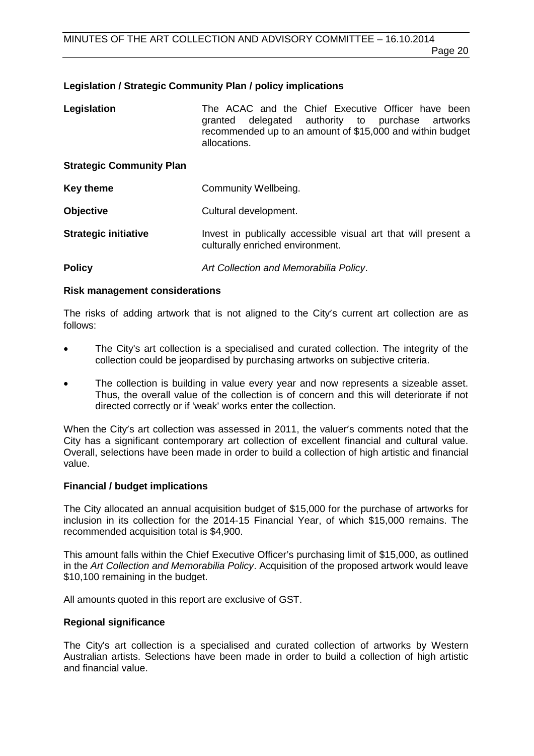**Legislation / Strategic Community Plan / policy implications**

| | |
|---|---|
| **Legislation** | The ACAC and the Chief Executive Officer have been granted delegated authority to purchase artworks recommended up to an amount of $15,000 and within budget allocations. |
| **Strategic Community Plan** | |
| **Key theme** | Community Wellbeing. |
| **Objective** | Cultural development. |
| **Strategic initiative** | Invest in publically accessible visual art that will present a culturally enriched environment. |
| **Policy** | *Art Collection and Memorabilia Policy*. |

**Risk management considerations**

The risks of adding artwork that is not aligned to the City′s current art collection are as follows:

- The City's art collection is a specialised and curated collection. The integrity of the collection could be jeopardised by purchasing artworks on subjective criteria.
- The collection is building in value every year and now represents a sizeable asset. Thus, the overall value of the collection is of concern and this will deteriorate if not directed correctly or if 'weak' works enter the collection.

When the City′s art collection was assessed in 2011, the valuer′s comments noted that the City has a significant contemporary art collection of excellent financial and cultural value. Overall, selections have been made in order to build a collection of high artistic and financial value.

**Financial / budget implications**

The City allocated an annual acquisition budget of $15,000 for the purchase of artworks for inclusion in its collection for the 2014-15 Financial Year, of which $15,000 remains. The recommended acquisition total is $4,900.

This amount falls within the Chief Executive Officer's purchasing limit of $15,000, as outlined in the *Art Collection and Memorabilia Policy*. Acquisition of the proposed artwork would leave $10,100 remaining in the budget.

All amounts quoted in this report are exclusive of GST.

**Regional significance**

The City's art collection is a specialised and curated collection of artworks by Western Australian artists. Selections have been made in order to build a collection of high artistic and financial value.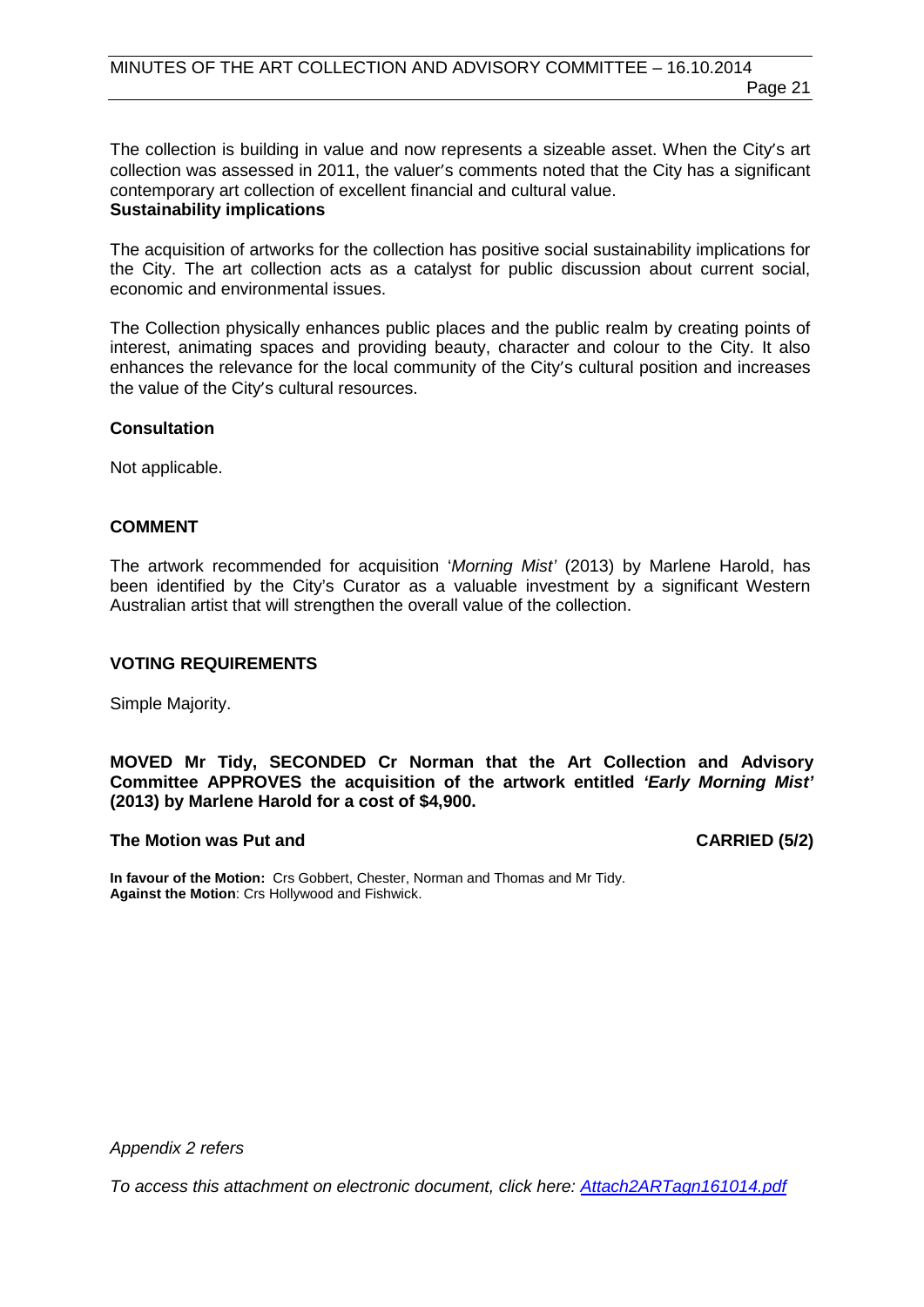The collection is building in value and now represents a sizeable asset. When the City's art collection was assessed in 2011, the valuer's comments noted that the City has a significant contemporary art collection of excellent financial and cultural value.

**Sustainability implications**

The acquisition of artworks for the collection has positive social sustainability implications for the City. The art collection acts as a catalyst for public discussion about current social, economic and environmental issues.

The Collection physically enhances public places and the public realm by creating points of interest, animating spaces and providing beauty, character and colour to the City. It also enhances the relevance for the local community of the City's cultural position and increases the value of the City's cultural resources.

**Consultation**

Not applicable.

## COMMENT

The artwork recommended for acquisition '*Morning Mist'* (2013) by Marlene Harold, has been identified by the City's Curator as a valuable investment by a significant Western Australian artist that will strengthen the overall value of the collection.

## VOTING REQUIREMENTS

Simple Majority.

**MOVED Mr Tidy, SECONDED Cr Norman that the Art Collection and Advisory Committee APPROVES the acquisition of the artwork entitled *'Early Morning Mist'* (2013) by Marlene Harold for a cost of $4,900.**

**The Motion was Put and CARRIED (5/2)**

**In favour of the Motion:** Crs Gobbert, Chester, Norman and Thomas and Mr Tidy.
**Against the Motion**: Crs Hollywood and Fishwick.

*Appendix 2 refers*

*To access this attachment on electronic document, click here: Attach2ARTagn161014.pdf*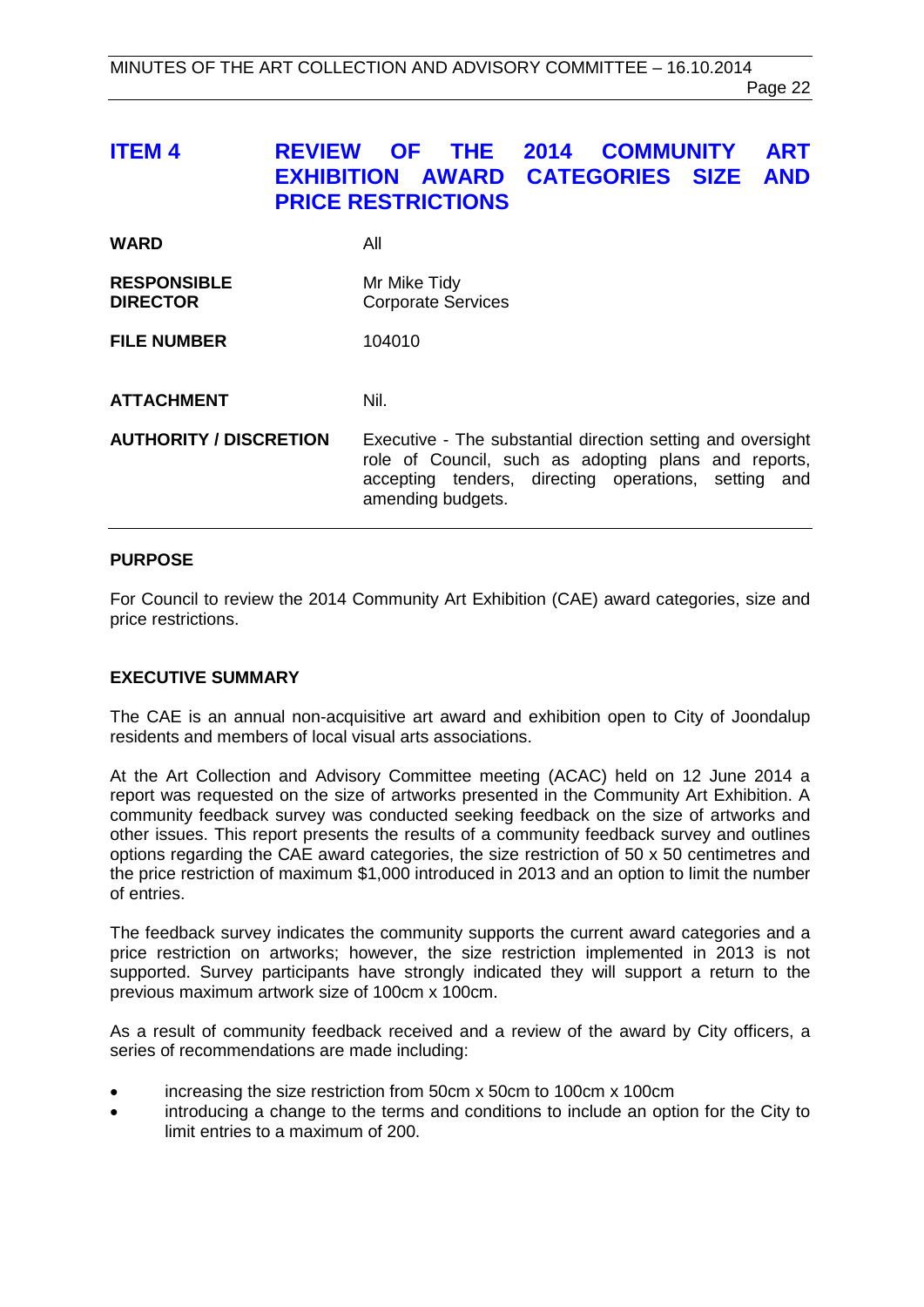## ITEM 4 REVIEW OF THE 2014 COMMUNITY ART EXHIBITION AWARD CATEGORIES SIZE AND PRICE RESTRICTIONS

| | |
|---|---|
| **WARD** | All |
| **RESPONSIBLE DIRECTOR** | Mr Mike Tidy<br>Corporate Services |
| **FILE NUMBER** | 104010 |
| **ATTACHMENT** | Nil. |
| **AUTHORITY / DISCRETION** | Executive - The substantial direction setting and oversight role of Council, such as adopting plans and reports, accepting tenders, directing operations, setting and amending budgets. |

### PURPOSE

For Council to review the 2014 Community Art Exhibition (CAE) award categories, size and price restrictions.

### EXECUTIVE SUMMARY

The CAE is an annual non-acquisitive art award and exhibition open to City of Joondalup residents and members of local visual arts associations.

At the Art Collection and Advisory Committee meeting (ACAC) held on 12 June 2014 a report was requested on the size of artworks presented in the Community Art Exhibition. A community feedback survey was conducted seeking feedback on the size of artworks and other issues. This report presents the results of a community feedback survey and outlines options regarding the CAE award categories, the size restriction of 50 x 50 centimetres and the price restriction of maximum $1,000 introduced in 2013 and an option to limit the number of entries.

The feedback survey indicates the community supports the current award categories and a price restriction on artworks; however, the size restriction implemented in 2013 is not supported. Survey participants have strongly indicated they will support a return to the previous maximum artwork size of 100cm x 100cm.

As a result of community feedback received and a review of the award by City officers, a series of recommendations are made including:

- increasing the size restriction from 50cm x 50cm to 100cm x 100cm
- introducing a change to the terms and conditions to include an option for the City to limit entries to a maximum of 200.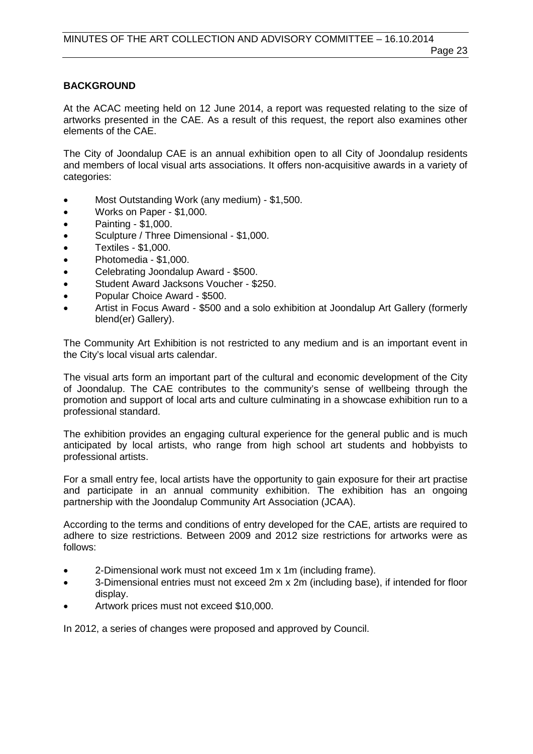**BACKGROUND**

At the ACAC meeting held on 12 June 2014, a report was requested relating to the size of artworks presented in the CAE. As a result of this request, the report also examines other elements of the CAE.

The City of Joondalup CAE is an annual exhibition open to all City of Joondalup residents and members of local visual arts associations. It offers non-acquisitive awards in a variety of categories:

- Most Outstanding Work (any medium) - $1,500.
- Works on Paper - $1,000.
- Painting - $1,000.
- Sculpture / Three Dimensional - $1,000.
- Textiles - $1,000.
- Photomedia - $1,000.
- Celebrating Joondalup Award - $500.
- Student Award Jacksons Voucher - $250.
- Popular Choice Award - $500.
- Artist in Focus Award - $500 and a solo exhibition at Joondalup Art Gallery (formerly blend(er) Gallery).

The Community Art Exhibition is not restricted to any medium and is an important event in the City's local visual arts calendar.

The visual arts form an important part of the cultural and economic development of the City of Joondalup. The CAE contributes to the community's sense of wellbeing through the promotion and support of local arts and culture culminating in a showcase exhibition run to a professional standard.

The exhibition provides an engaging cultural experience for the general public and is much anticipated by local artists, who range from high school art students and hobbyists to professional artists.

For a small entry fee, local artists have the opportunity to gain exposure for their art practise and participate in an annual community exhibition. The exhibition has an ongoing partnership with the Joondalup Community Art Association (JCAA).

According to the terms and conditions of entry developed for the CAE, artists are required to adhere to size restrictions. Between 2009 and 2012 size restrictions for artworks were as follows:

- 2-Dimensional work must not exceed 1m x 1m (including frame).
- 3-Dimensional entries must not exceed 2m x 2m (including base), if intended for floor display.
- Artwork prices must not exceed $10,000.

In 2012, a series of changes were proposed and approved by Council.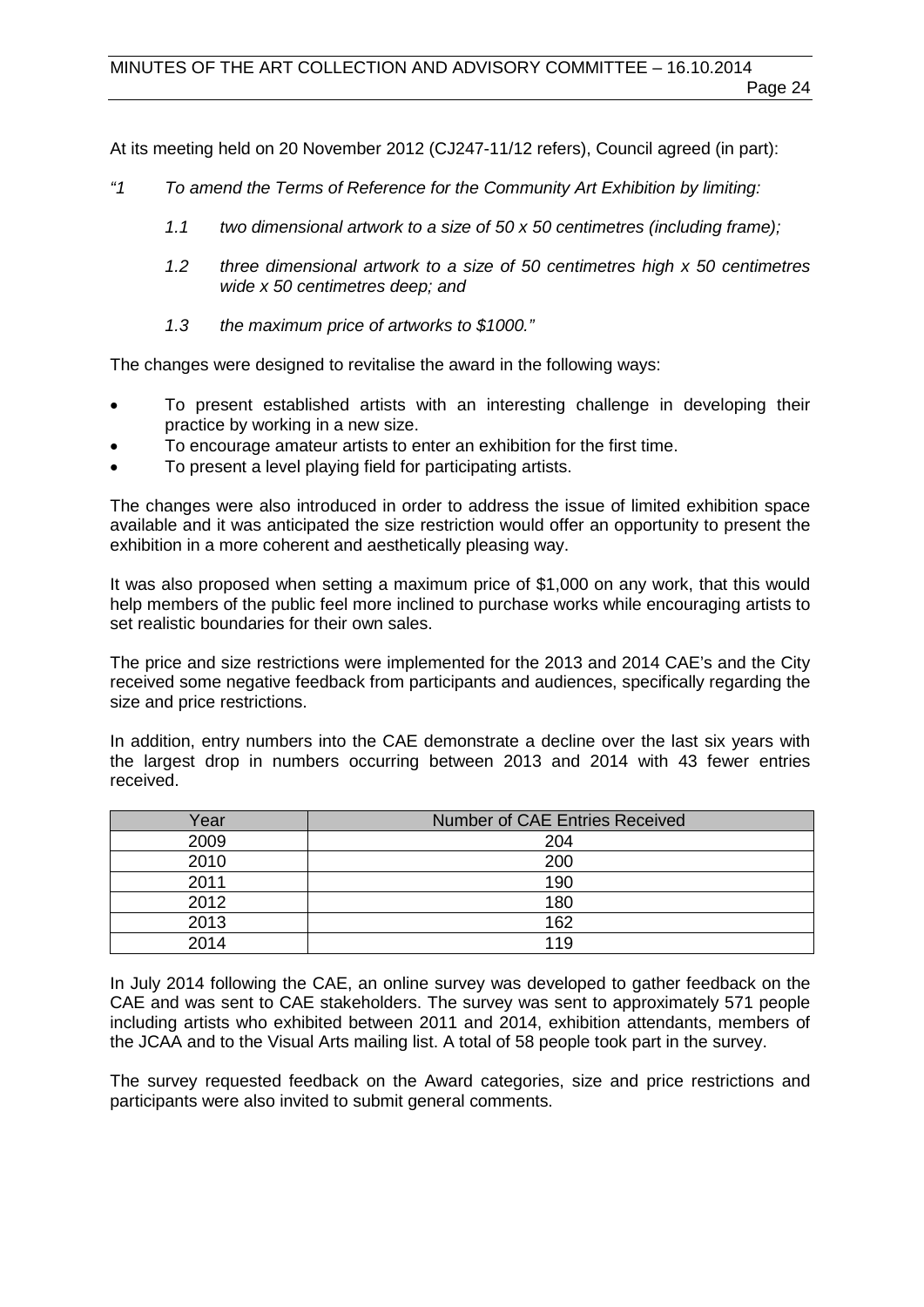At its meeting held on 20 November 2012 (CJ247-11/12 refers), Council agreed (in part):

*"1 To amend the Terms of Reference for the Community Art Exhibition by limiting:*

*1.1 two dimensional artwork to a size of 50 x 50 centimetres (including frame);*

*1.2 three dimensional artwork to a size of 50 centimetres high x 50 centimetres wide x 50 centimetres deep; and*

*1.3 the maximum price of artworks to $1000."*

The changes were designed to revitalise the award in the following ways:

- To present established artists with an interesting challenge in developing their practice by working in a new size.
- To encourage amateur artists to enter an exhibition for the first time.
- To present a level playing field for participating artists.

The changes were also introduced in order to address the issue of limited exhibition space available and it was anticipated the size restriction would offer an opportunity to present the exhibition in a more coherent and aesthetically pleasing way.

It was also proposed when setting a maximum price of $1,000 on any work, that this would help members of the public feel more inclined to purchase works while encouraging artists to set realistic boundaries for their own sales.

The price and size restrictions were implemented for the 2013 and 2014 CAE's and the City received some negative feedback from participants and audiences, specifically regarding the size and price restrictions.

In addition, entry numbers into the CAE demonstrate a decline over the last six years with the largest drop in numbers occurring between 2013 and 2014 with 43 fewer entries received.

| Year | Number of CAE Entries Received |
|---|---|
| 2009 | 204 |
| 2010 | 200 |
| 2011 | 190 |
| 2012 | 180 |
| 2013 | 162 |
| 2014 | 119 |

In July 2014 following the CAE, an online survey was developed to gather feedback on the CAE and was sent to CAE stakeholders. The survey was sent to approximately 571 people including artists who exhibited between 2011 and 2014, exhibition attendants, members of the JCAA and to the Visual Arts mailing list. A total of 58 people took part in the survey.

The survey requested feedback on the Award categories, size and price restrictions and participants were also invited to submit general comments.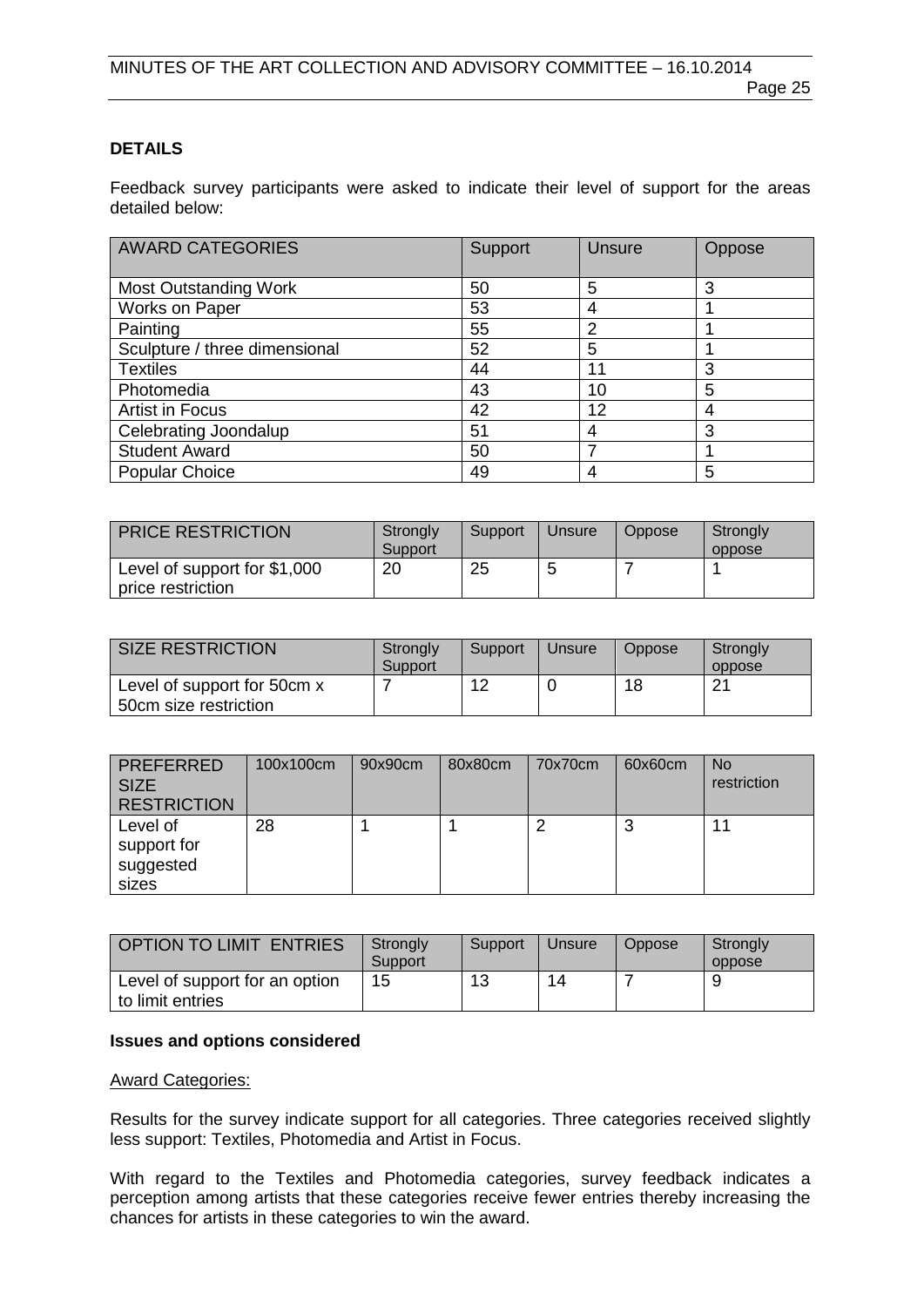**DETAILS**

Feedback survey participants were asked to indicate their level of support for the areas detailed below:

| AWARD CATEGORIES | Support | Unsure | Oppose |
|---|---|---|---|
| Most Outstanding Work | 50 | 5 | 3 |
| Works on Paper | 53 | 4 | 1 |
| Painting | 55 | 2 | 1 |
| Sculpture / three dimensional | 52 | 5 | 1 |
| Textiles | 44 | 11 | 3 |
| Photomedia | 43 | 10 | 5 |
| Artist in Focus | 42 | 12 | 4 |
| Celebrating Joondalup | 51 | 4 | 3 |
| Student Award | 50 | 7 | 1 |
| Popular Choice | 49 | 4 | 5 |

| PRICE RESTRICTION | Strongly Support | Support | Unsure | Oppose | Strongly oppose |
|---|---|---|---|---|---|
| Level of support for $1,000 price restriction | 20 | 25 | 5 | 7 | 1 |

| SIZE RESTRICTION | Strongly Support | Support | Unsure | Oppose | Strongly oppose |
|---|---|---|---|---|---|
| Level of support for 50cm x 50cm size restriction | 7 | 12 | 0 | 18 | 21 |

| PREFERRED SIZE RESTRICTION | 100x100cm | 90x90cm | 80x80cm | 70x70cm | 60x60cm | No restriction |
|---|---|---|---|---|---|---|
| Level of support for suggested sizes | 28 | 1 | 1 | 2 | 3 | 11 |

| OPTION TO LIMIT ENTRIES | Strongly Support | Support | Unsure | Oppose | Strongly oppose |
|---|---|---|---|---|---|
| Level of support for an option to limit entries | 15 | 13 | 14 | 7 | 9 |

**Issues and options considered**

Award Categories:

Results for the survey indicate support for all categories. Three categories received slightly less support: Textiles, Photomedia and Artist in Focus.

With regard to the Textiles and Photomedia categories, survey feedback indicates a perception among artists that these categories receive fewer entries thereby increasing the chances for artists in these categories to win the award.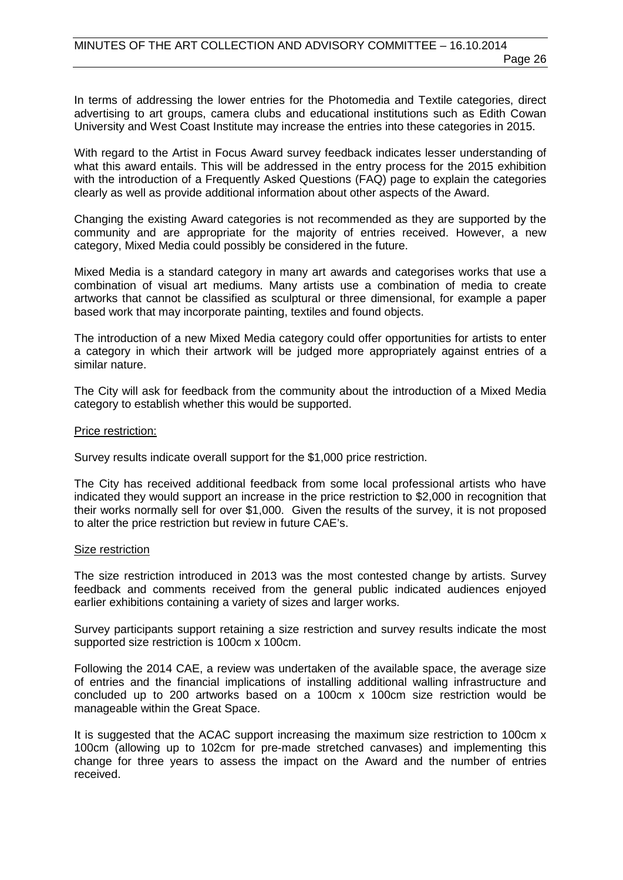In terms of addressing the lower entries for the Photomedia and Textile categories, direct advertising to art groups, camera clubs and educational institutions such as Edith Cowan University and West Coast Institute may increase the entries into these categories in 2015.

With regard to the Artist in Focus Award survey feedback indicates lesser understanding of what this award entails. This will be addressed in the entry process for the 2015 exhibition with the introduction of a Frequently Asked Questions (FAQ) page to explain the categories clearly as well as provide additional information about other aspects of the Award.

Changing the existing Award categories is not recommended as they are supported by the community and are appropriate for the majority of entries received. However, a new category, Mixed Media could possibly be considered in the future.

Mixed Media is a standard category in many art awards and categorises works that use a combination of visual art mediums. Many artists use a combination of media to create artworks that cannot be classified as sculptural or three dimensional, for example a paper based work that may incorporate painting, textiles and found objects.

The introduction of a new Mixed Media category could offer opportunities for artists to enter a category in which their artwork will be judged more appropriately against entries of a similar nature.

The City will ask for feedback from the community about the introduction of a Mixed Media category to establish whether this would be supported.

Price restriction:

Survey results indicate overall support for the $1,000 price restriction.

The City has received additional feedback from some local professional artists who have indicated they would support an increase in the price restriction to $2,000 in recognition that their works normally sell for over $1,000. Given the results of the survey, it is not proposed to alter the price restriction but review in future CAE's.

Size restriction

The size restriction introduced in 2013 was the most contested change by artists. Survey feedback and comments received from the general public indicated audiences enjoyed earlier exhibitions containing a variety of sizes and larger works.

Survey participants support retaining a size restriction and survey results indicate the most supported size restriction is 100cm x 100cm.

Following the 2014 CAE, a review was undertaken of the available space, the average size of entries and the financial implications of installing additional walling infrastructure and concluded up to 200 artworks based on a 100cm x 100cm size restriction would be manageable within the Great Space.

It is suggested that the ACAC support increasing the maximum size restriction to 100cm x 100cm (allowing up to 102cm for pre-made stretched canvases) and implementing this change for three years to assess the impact on the Award and the number of entries received.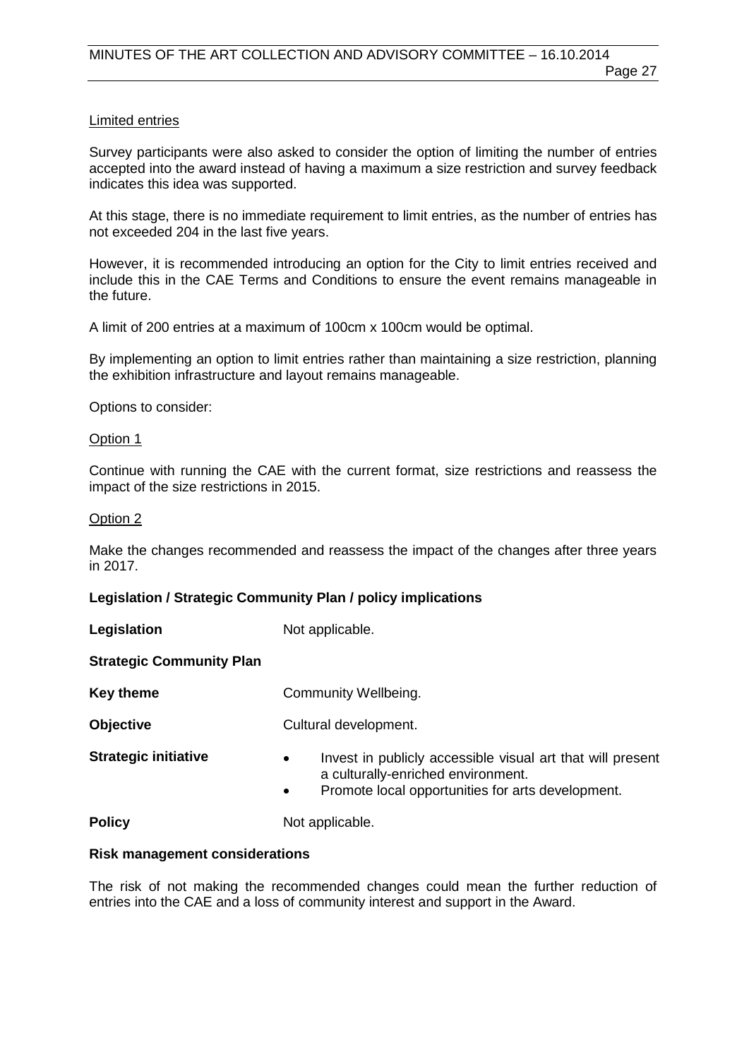Limited entries

Survey participants were also asked to consider the option of limiting the number of entries accepted into the award instead of having a maximum a size restriction and survey feedback indicates this idea was supported.

At this stage, there is no immediate requirement to limit entries, as the number of entries has not exceeded 204 in the last five years.

However, it is recommended introducing an option for the City to limit entries received and include this in the CAE Terms and Conditions to ensure the event remains manageable in the future.

A limit of 200 entries at a maximum of 100cm x 100cm would be optimal.

By implementing an option to limit entries rather than maintaining a size restriction, planning the exhibition infrastructure and layout remains manageable.

Options to consider:

Option 1

Continue with running the CAE with the current format, size restrictions and reassess the impact of the size restrictions in 2015.

Option 2

Make the changes recommended and reassess the impact of the changes after three years in 2017.

**Legislation / Strategic Community Plan / policy implications**

**Legislation** Not applicable.

**Strategic Community Plan**

**Key theme** Community Wellbeing.

**Objective** Cultural development.

**Strategic initiative**

- Invest in publicly accessible visual art that will present a culturally-enriched environment.
- Promote local opportunities for arts development.

**Policy** Not applicable.

**Risk management considerations**

The risk of not making the recommended changes could mean the further reduction of entries into the CAE and a loss of community interest and support in the Award.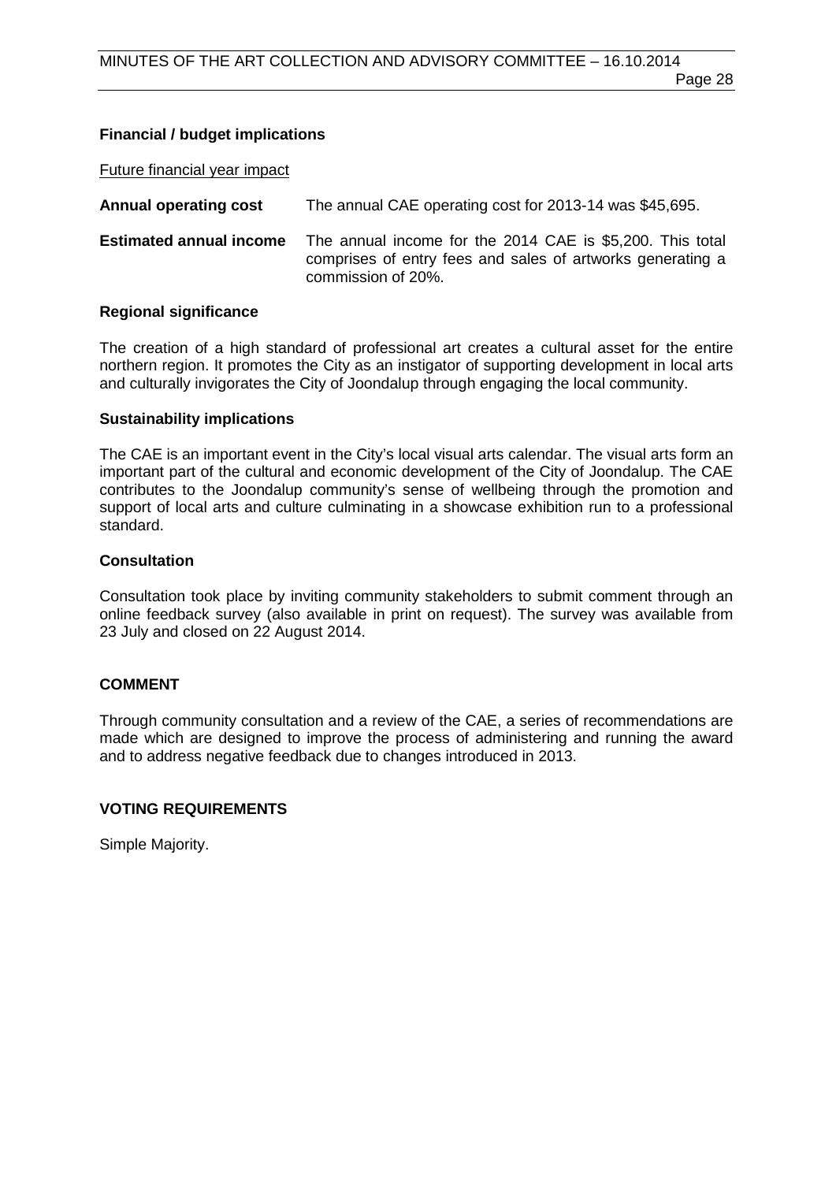**Financial / budget implications**

Future financial year impact

| | |
|---|---|
| **Annual operating cost** | The annual CAE operating cost for 2013-14 was $45,695. |
| **Estimated annual income** | The annual income for the 2014 CAE is $5,200. This total comprises of entry fees and sales of artworks generating a commission of 20%. |

**Regional significance**

The creation of a high standard of professional art creates a cultural asset for the entire northern region. It promotes the City as an instigator of supporting development in local arts and culturally invigorates the City of Joondalup through engaging the local community.

**Sustainability implications**

The CAE is an important event in the City's local visual arts calendar. The visual arts form an important part of the cultural and economic development of the City of Joondalup. The CAE contributes to the Joondalup community's sense of wellbeing through the promotion and support of local arts and culture culminating in a showcase exhibition run to a professional standard.

**Consultation**

Consultation took place by inviting community stakeholders to submit comment through an online feedback survey (also available in print on request). The survey was available from 23 July and closed on 22 August 2014.

## COMMENT

Through community consultation and a review of the CAE, a series of recommendations are made which are designed to improve the process of administering and running the award and to address negative feedback due to changes introduced in 2013.

## VOTING REQUIREMENTS

Simple Majority.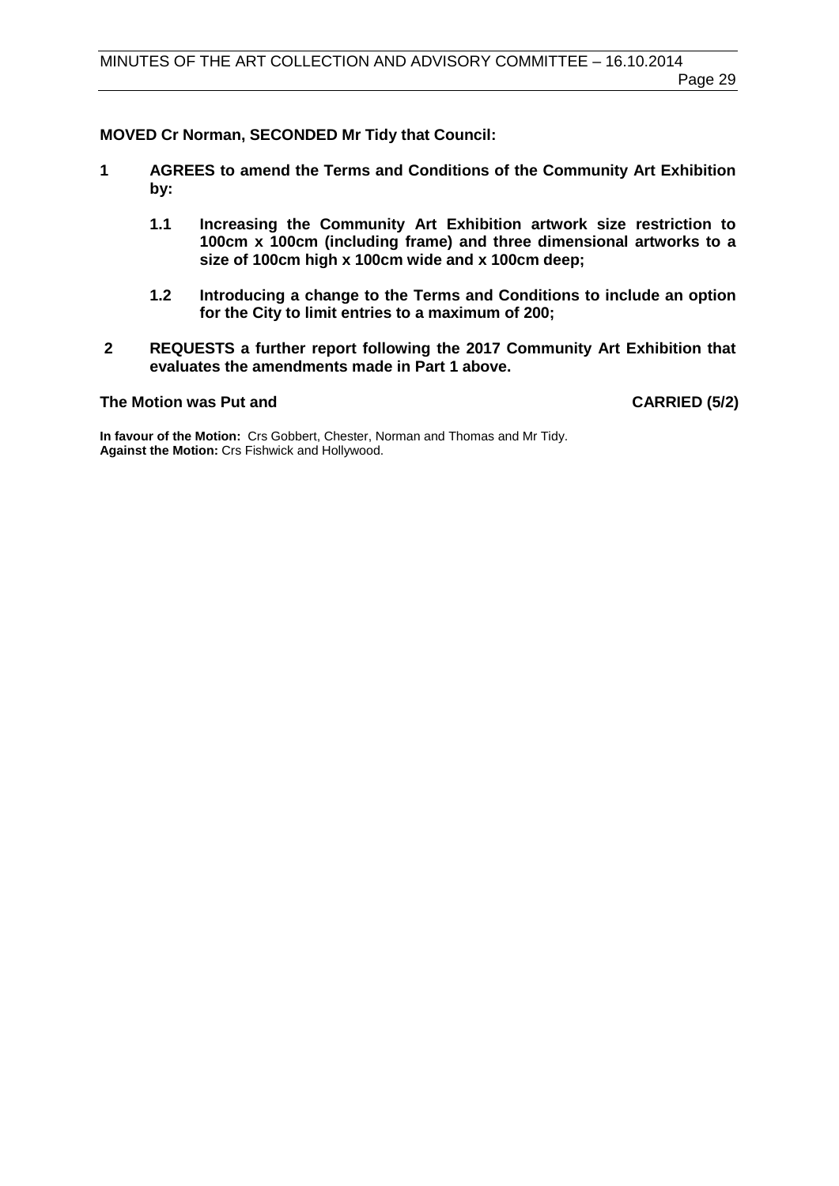**MOVED Cr Norman, SECONDED Mr Tidy that Council:**

**1 AGREES to amend the Terms and Conditions of the Community Art Exhibition by:**

**1.1 Increasing the Community Art Exhibition artwork size restriction to 100cm x 100cm (including frame) and three dimensional artworks to a size of 100cm high x 100cm wide and x 100cm deep;**

**1.2 Introducing a change to the Terms and Conditions to include an option for the City to limit entries to a maximum of 200;**

**2 REQUESTS a further report following the 2017 Community Art Exhibition that evaluates the amendments made in Part 1 above.**

**The Motion was Put and CARRIED (5/2)**

**In favour of the Motion:** Crs Gobbert, Chester, Norman and Thomas and Mr Tidy.
**Against the Motion:** Crs Fishwick and Hollywood.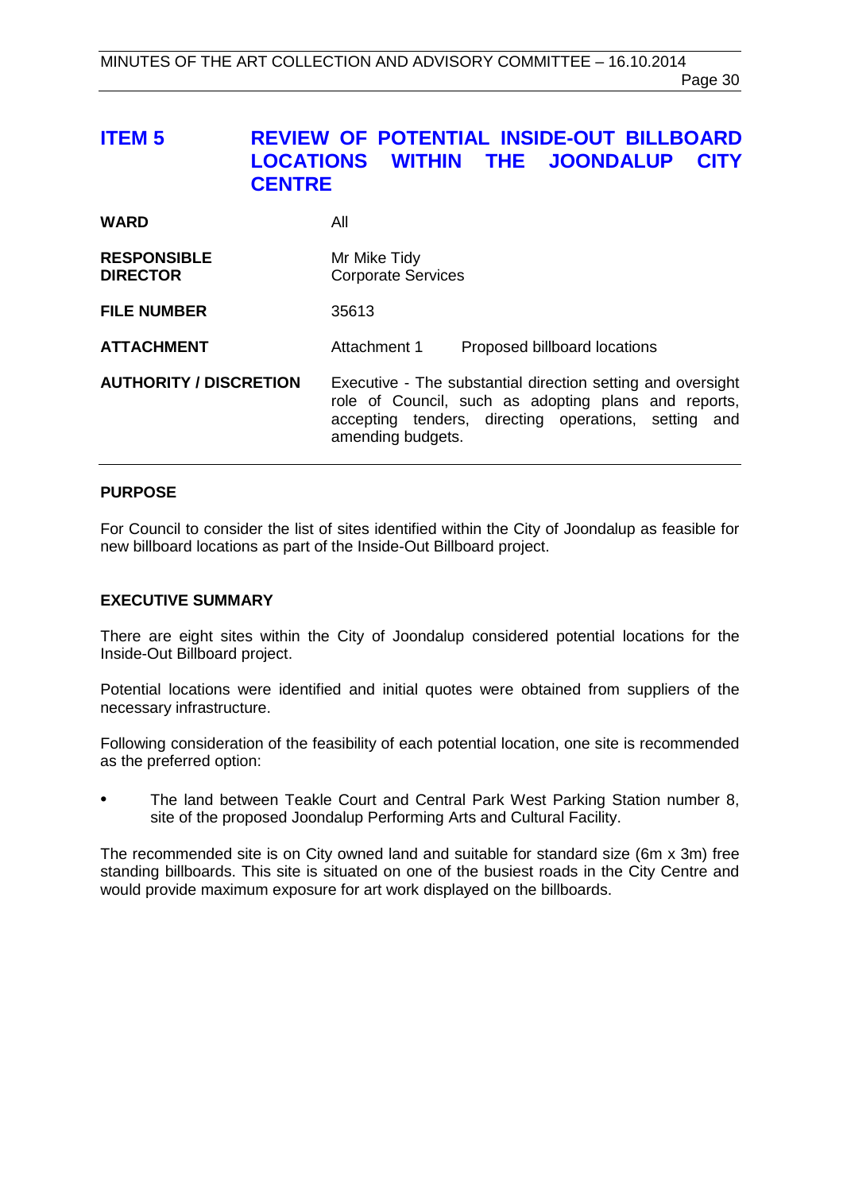## ITEM 5 REVIEW OF POTENTIAL INSIDE-OUT BILLBOARD LOCATIONS WITHIN THE JOONDALUP CITY CENTRE

| | | |
|---|---|---|
| **WARD** | All | |
| **RESPONSIBLE DIRECTOR** | Mr Mike Tidy<br>Corporate Services | |
| **FILE NUMBER** | 35613 | |
| **ATTACHMENT** | Attachment 1 | Proposed billboard locations |
| **AUTHORITY / DISCRETION** | Executive - The substantial direction setting and oversight role of Council, such as adopting plans and reports, accepting tenders, directing operations, setting and amending budgets. | |

### PURPOSE

For Council to consider the list of sites identified within the City of Joondalup as feasible for new billboard locations as part of the Inside-Out Billboard project.

### EXECUTIVE SUMMARY

There are eight sites within the City of Joondalup considered potential locations for the Inside-Out Billboard project.

Potential locations were identified and initial quotes were obtained from suppliers of the necessary infrastructure.

Following consideration of the feasibility of each potential location, one site is recommended as the preferred option:

- The land between Teakle Court and Central Park West Parking Station number 8, site of the proposed Joondalup Performing Arts and Cultural Facility.

The recommended site is on City owned land and suitable for standard size (6m x 3m) free standing billboards. This site is situated on one of the busiest roads in the City Centre and would provide maximum exposure for art work displayed on the billboards.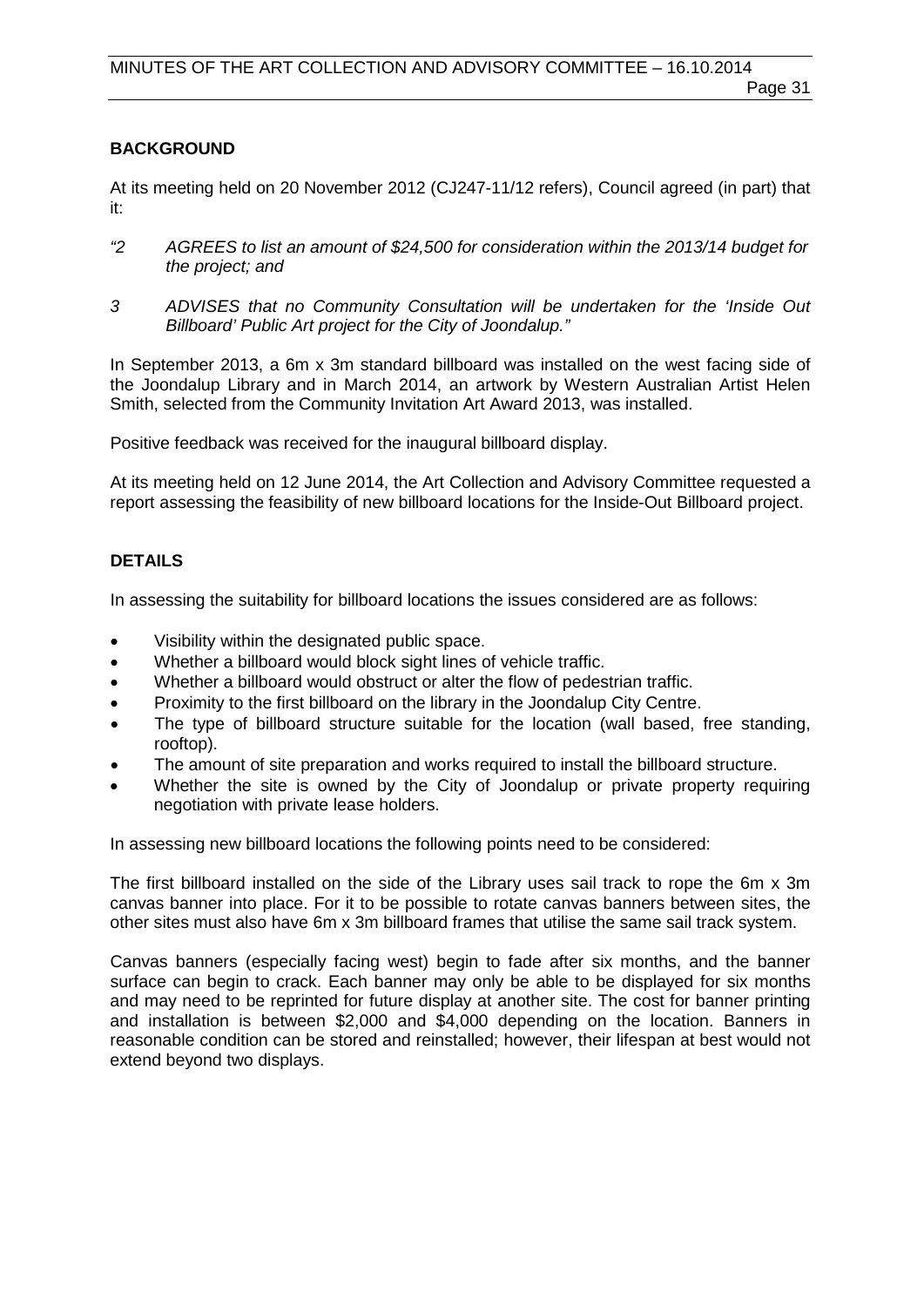**BACKGROUND**

At its meeting held on 20 November 2012 (CJ247-11/12 refers), Council agreed (in part) that it:

*"2 AGREES to list an amount of $24,500 for consideration within the 2013/14 budget for the project; and*

*3 ADVISES that no Community Consultation will be undertaken for the 'Inside Out Billboard' Public Art project for the City of Joondalup."*

In September 2013, a 6m x 3m standard billboard was installed on the west facing side of the Joondalup Library and in March 2014, an artwork by Western Australian Artist Helen Smith, selected from the Community Invitation Art Award 2013, was installed.

Positive feedback was received for the inaugural billboard display.

At its meeting held on 12 June 2014, the Art Collection and Advisory Committee requested a report assessing the feasibility of new billboard locations for the Inside-Out Billboard project.

**DETAILS**

In assessing the suitability for billboard locations the issues considered are as follows:

- Visibility within the designated public space.
- Whether a billboard would block sight lines of vehicle traffic.
- Whether a billboard would obstruct or alter the flow of pedestrian traffic.
- Proximity to the first billboard on the library in the Joondalup City Centre.
- The type of billboard structure suitable for the location (wall based, free standing, rooftop).
- The amount of site preparation and works required to install the billboard structure.
- Whether the site is owned by the City of Joondalup or private property requiring negotiation with private lease holders.

In assessing new billboard locations the following points need to be considered:

The first billboard installed on the side of the Library uses sail track to rope the 6m x 3m canvas banner into place. For it to be possible to rotate canvas banners between sites, the other sites must also have 6m x 3m billboard frames that utilise the same sail track system.

Canvas banners (especially facing west) begin to fade after six months, and the banner surface can begin to crack. Each banner may only be able to be displayed for six months and may need to be reprinted for future display at another site. The cost for banner printing and installation is between $2,000 and $4,000 depending on the location. Banners in reasonable condition can be stored and reinstalled; however, their lifespan at best would not extend beyond two displays.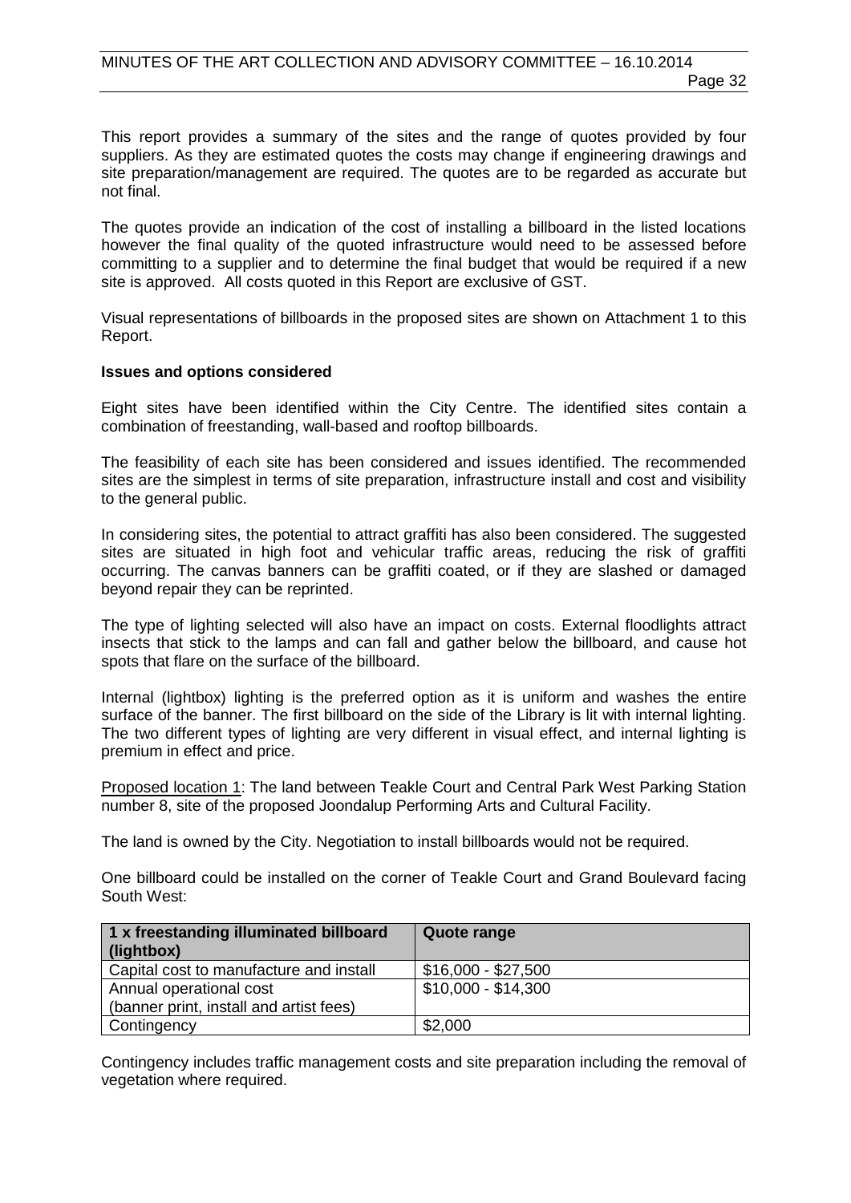This report provides a summary of the sites and the range of quotes provided by four suppliers. As they are estimated quotes the costs may change if engineering drawings and site preparation/management are required. The quotes are to be regarded as accurate but not final.

The quotes provide an indication of the cost of installing a billboard in the listed locations however the final quality of the quoted infrastructure would need to be assessed before committing to a supplier and to determine the final budget that would be required if a new site is approved. All costs quoted in this Report are exclusive of GST.

Visual representations of billboards in the proposed sites are shown on Attachment 1 to this Report.

**Issues and options considered**

Eight sites have been identified within the City Centre. The identified sites contain a combination of freestanding, wall-based and rooftop billboards.

The feasibility of each site has been considered and issues identified. The recommended sites are the simplest in terms of site preparation, infrastructure install and cost and visibility to the general public.

In considering sites, the potential to attract graffiti has also been considered. The suggested sites are situated in high foot and vehicular traffic areas, reducing the risk of graffiti occurring. The canvas banners can be graffiti coated, or if they are slashed or damaged beyond repair they can be reprinted.

The type of lighting selected will also have an impact on costs. External floodlights attract insects that stick to the lamps and can fall and gather below the billboard, and cause hot spots that flare on the surface of the billboard.

Internal (lightbox) lighting is the preferred option as it is uniform and washes the entire surface of the banner. The first billboard on the side of the Library is lit with internal lighting. The two different types of lighting are very different in visual effect, and internal lighting is premium in effect and price.

Proposed location 1: The land between Teakle Court and Central Park West Parking Station number 8, site of the proposed Joondalup Performing Arts and Cultural Facility.

The land is owned by the City. Negotiation to install billboards would not be required.

One billboard could be installed on the corner of Teakle Court and Grand Boulevard facing South West:

| 1 x freestanding illuminated billboard (lightbox) | Quote range |
|---|---|
| Capital cost to manufacture and install | $16,000 - $27,500 |
| Annual operational cost (banner print, install and artist fees) | $10,000 - $14,300 |
| Contingency | $2,000 |

Contingency includes traffic management costs and site preparation including the removal of vegetation where required.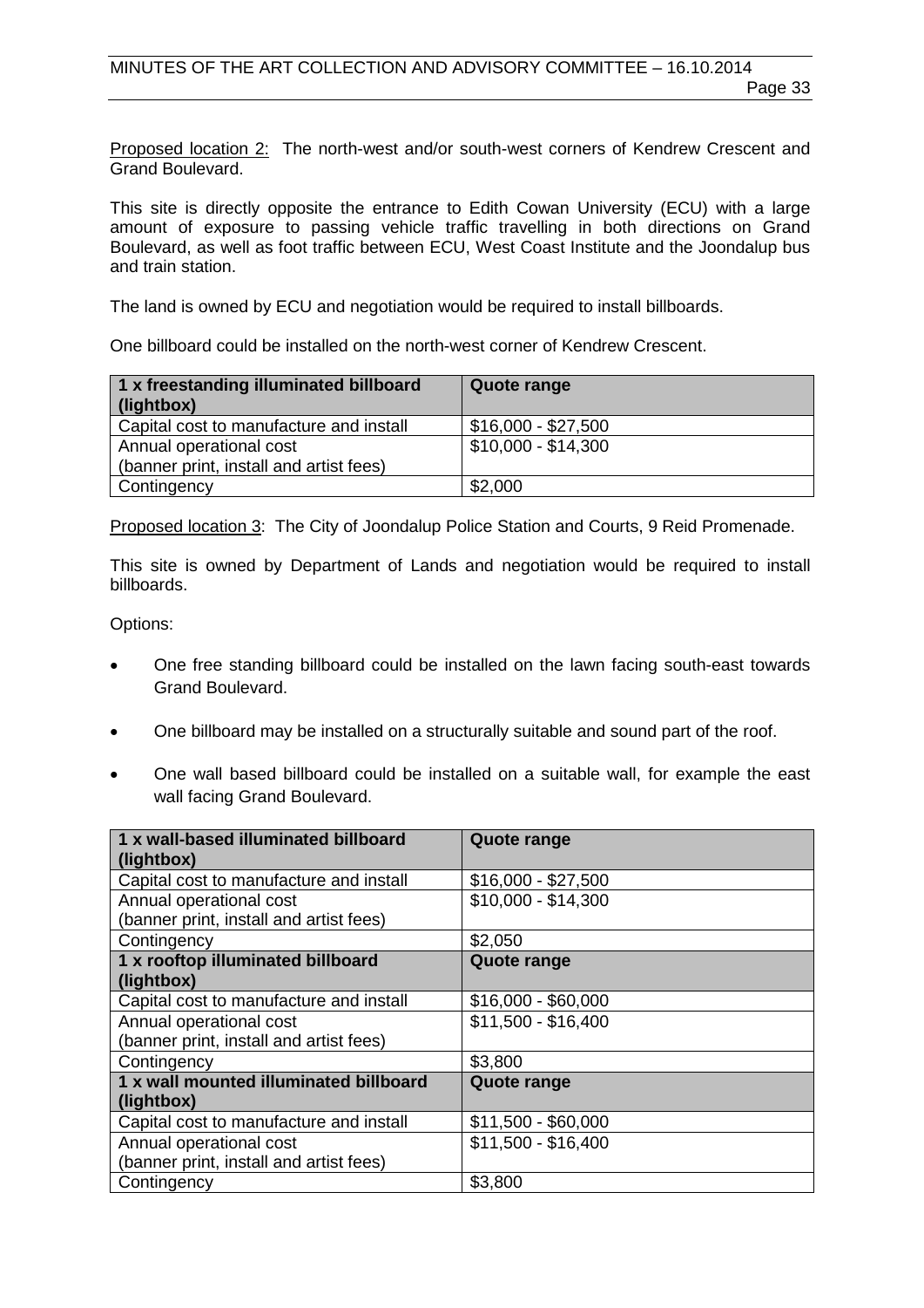Proposed location 2: The north-west and/or south-west corners of Kendrew Crescent and Grand Boulevard.

This site is directly opposite the entrance to Edith Cowan University (ECU) with a large amount of exposure to passing vehicle traffic travelling in both directions on Grand Boulevard, as well as foot traffic between ECU, West Coast Institute and the Joondalup bus and train station.

The land is owned by ECU and negotiation would be required to install billboards.

One billboard could be installed on the north-west corner of Kendrew Crescent.

| 1 x freestanding illuminated billboard (lightbox) | Quote range |
|---|---|
| Capital cost to manufacture and install | $16,000 - $27,500 |
| Annual operational cost (banner print, install and artist fees) | $10,000 - $14,300 |
| Contingency | $2,000 |

Proposed location 3: The City of Joondalup Police Station and Courts, 9 Reid Promenade.

This site is owned by Department of Lands and negotiation would be required to install billboards.

Options:

- One free standing billboard could be installed on the lawn facing south-east towards Grand Boulevard.
- One billboard may be installed on a structurally suitable and sound part of the roof.
- One wall based billboard could be installed on a suitable wall, for example the east wall facing Grand Boulevard.

| 1 x wall-based illuminated billboard (lightbox) | Quote range |
|---|---|
| Capital cost to manufacture and install | $16,000 - $27,500 |
| Annual operational cost (banner print, install and artist fees) | $10,000 - $14,300 |
| Contingency | $2,050 |
| **1 x rooftop illuminated billboard (lightbox)** | **Quote range** |
| Capital cost to manufacture and install | $16,000 - $60,000 |
| Annual operational cost (banner print, install and artist fees) | $11,500 - $16,400 |
| Contingency | $3,800 |
| **1 x wall mounted illuminated billboard (lightbox)** | **Quote range** |
| Capital cost to manufacture and install | $11,500 - $60,000 |
| Annual operational cost (banner print, install and artist fees) | $11,500 - $16,400 |
| Contingency | $3,800 |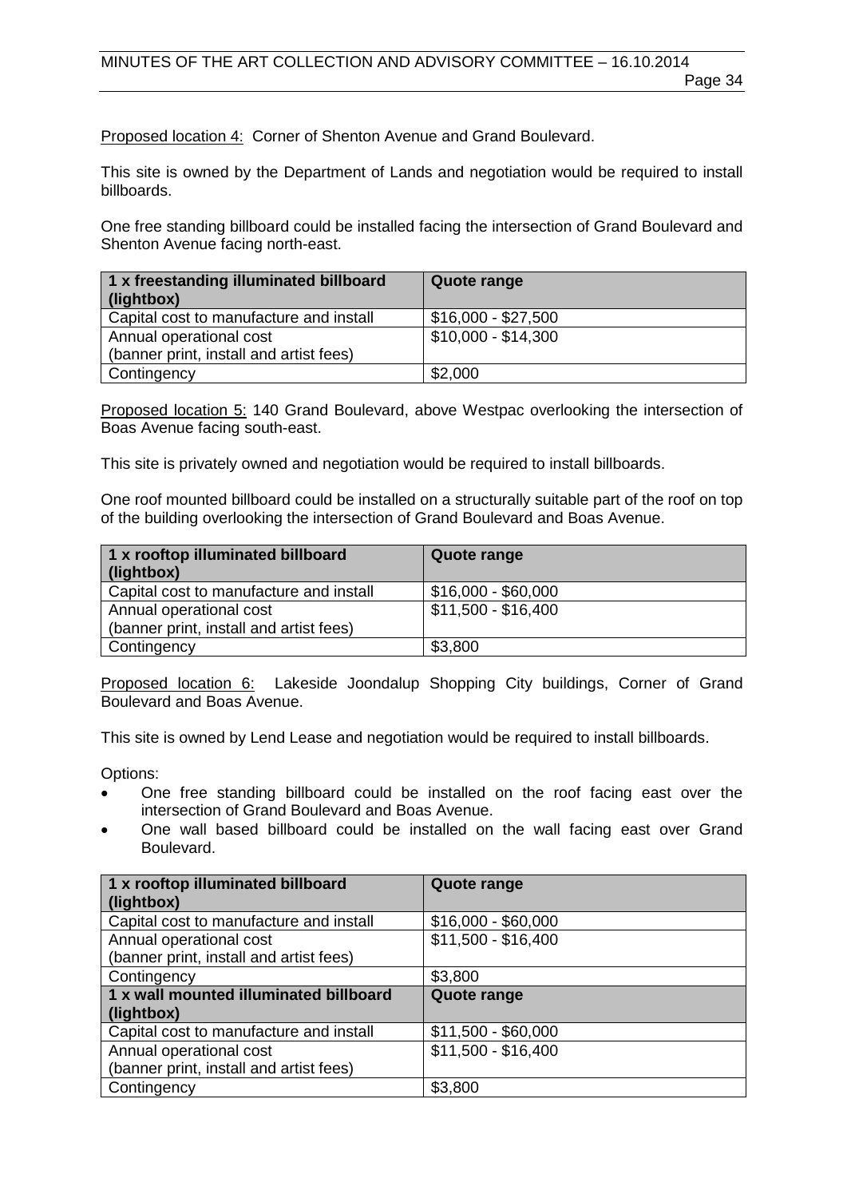Proposed location 4: Corner of Shenton Avenue and Grand Boulevard.

This site is owned by the Department of Lands and negotiation would be required to install billboards.

One free standing billboard could be installed facing the intersection of Grand Boulevard and Shenton Avenue facing north-east.

| 1 x freestanding illuminated billboard (lightbox) | Quote range |
|---|---|
| Capital cost to manufacture and install | $16,000 - $27,500 |
| Annual operational cost (banner print, install and artist fees) | $10,000 - $14,300 |
| Contingency | $2,000 |

Proposed location 5: 140 Grand Boulevard, above Westpac overlooking the intersection of Boas Avenue facing south-east.

This site is privately owned and negotiation would be required to install billboards.

One roof mounted billboard could be installed on a structurally suitable part of the roof on top of the building overlooking the intersection of Grand Boulevard and Boas Avenue.

| 1 x rooftop illuminated billboard (lightbox) | Quote range |
|---|---|
| Capital cost to manufacture and install | $16,000 - $60,000 |
| Annual operational cost (banner print, install and artist fees) | $11,500 - $16,400 |
| Contingency | $3,800 |

Proposed location 6: Lakeside Joondalup Shopping City buildings, Corner of Grand Boulevard and Boas Avenue.

This site is owned by Lend Lease and negotiation would be required to install billboards.

Options:

- One free standing billboard could be installed on the roof facing east over the intersection of Grand Boulevard and Boas Avenue.
- One wall based billboard could be installed on the wall facing east over Grand Boulevard.

| 1 x rooftop illuminated billboard (lightbox) | Quote range |
|---|---|
| Capital cost to manufacture and install | $16,000 - $60,000 |
| Annual operational cost (banner print, install and artist fees) | $11,500 - $16,400 |
| Contingency | $3,800 |
| **1 x wall mounted illuminated billboard (lightbox)** | **Quote range** |
| Capital cost to manufacture and install | $11,500 - $60,000 |
| Annual operational cost (banner print, install and artist fees) | $11,500 - $16,400 |
| Contingency | $3,800 |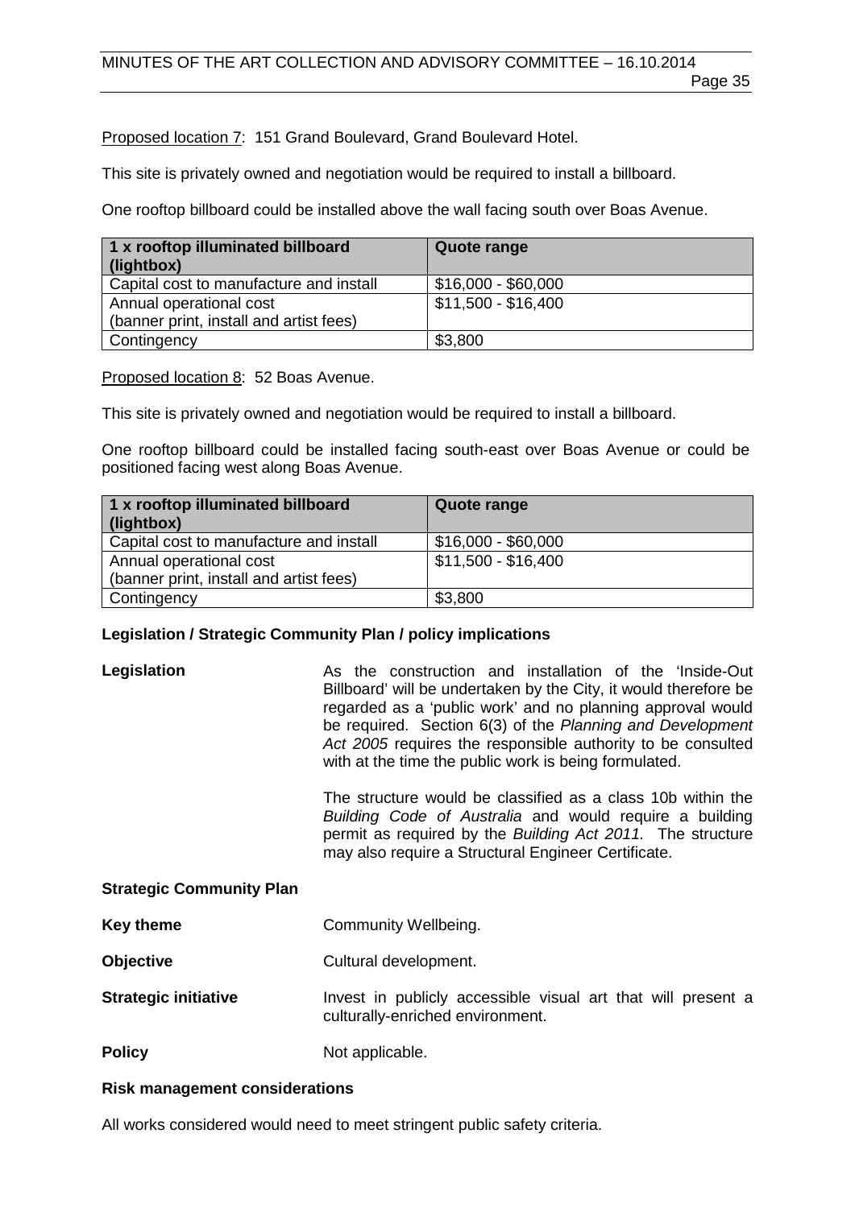<u>Proposed location 7</u>: 151 Grand Boulevard, Grand Boulevard Hotel.

This site is privately owned and negotiation would be required to install a billboard.

One rooftop billboard could be installed above the wall facing south over Boas Avenue.

| 1 x rooftop illuminated billboard (lightbox) | Quote range |
|---|---|
| Capital cost to manufacture and install | $16,000 - $60,000 |
| Annual operational cost (banner print, install and artist fees) | $11,500 - $16,400 |
| Contingency | $3,800 |

<u>Proposed location 8</u>: 52 Boas Avenue.

This site is privately owned and negotiation would be required to install a billboard.

One rooftop billboard could be installed facing south-east over Boas Avenue or could be positioned facing west along Boas Avenue.

| 1 x rooftop illuminated billboard (lightbox) | Quote range |
|---|---|
| Capital cost to manufacture and install | $16,000 - $60,000 |
| Annual operational cost (banner print, install and artist fees) | $11,500 - $16,400 |
| Contingency | $3,800 |

**Legislation / Strategic Community Plan / policy implications**

**Legislation**

As the construction and installation of the 'Inside-Out Billboard' will be undertaken by the City, it would therefore be regarded as a 'public work' and no planning approval would be required. Section 6(3) of the *Planning and Development Act 2005* requires the responsible authority to be consulted with at the time the public work is being formulated.

The structure would be classified as a class 10b within the *Building Code of Australia* and would require a building permit as required by the *Building Act 2011.* The structure may also require a Structural Engineer Certificate.

**Strategic Community Plan**

**Key theme** Community Wellbeing.

**Objective** Cultural development.

**Strategic initiative** Invest in publicly accessible visual art that will present a culturally-enriched environment.

**Policy** Not applicable.

**Risk management considerations**

All works considered would need to meet stringent public safety criteria.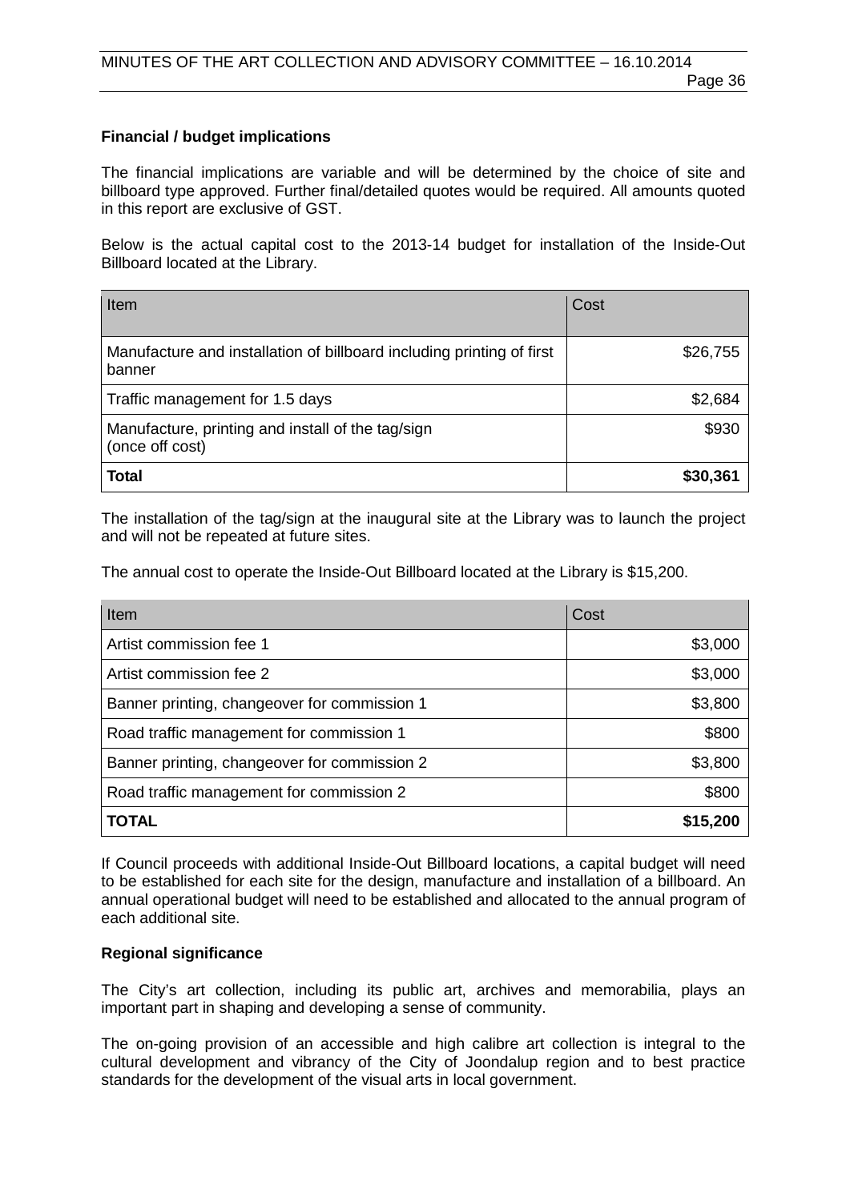**Financial / budget implications**

The financial implications are variable and will be determined by the choice of site and billboard type approved. Further final/detailed quotes would be required. All amounts quoted in this report are exclusive of GST.

Below is the actual capital cost to the 2013-14 budget for installation of the Inside-Out Billboard located at the Library.

| Item | Cost |
|---|---|
| Manufacture and installation of billboard including printing of first banner | $26,755 |
| Traffic management for 1.5 days | $2,684 |
| Manufacture, printing and install of the tag/sign (once off cost) | $930 |
| **Total** | **$30,361** |

The installation of the tag/sign at the inaugural site at the Library was to launch the project and will not be repeated at future sites.

The annual cost to operate the Inside-Out Billboard located at the Library is $15,200.

| Item | Cost |
|---|---|
| Artist commission fee 1 | $3,000 |
| Artist commission fee 2 | $3,000 |
| Banner printing, changeover for commission 1 | $3,800 |
| Road traffic management for commission 1 | $800 |
| Banner printing, changeover for commission 2 | $3,800 |
| Road traffic management for commission 2 | $800 |
| **TOTAL** | **$15,200** |

If Council proceeds with additional Inside-Out Billboard locations, a capital budget will need to be established for each site for the design, manufacture and installation of a billboard. An annual operational budget will need to be established and allocated to the annual program of each additional site.

**Regional significance**

The City's art collection, including its public art, archives and memorabilia, plays an important part in shaping and developing a sense of community.

The on-going provision of an accessible and high calibre art collection is integral to the cultural development and vibrancy of the City of Joondalup region and to best practice standards for the development of the visual arts in local government.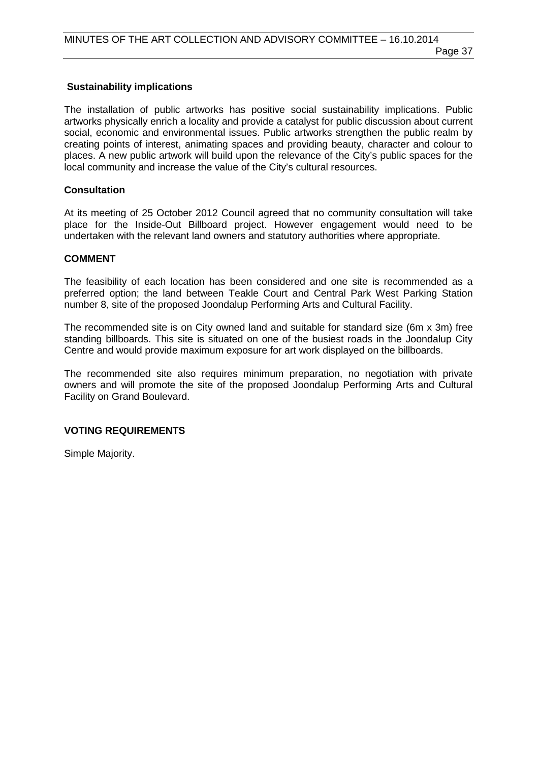### Sustainability implications

The installation of public artworks has positive social sustainability implications. Public artworks physically enrich a locality and provide a catalyst for public discussion about current social, economic and environmental issues. Public artworks strengthen the public realm by creating points of interest, animating spaces and providing beauty, character and colour to places. A new public artwork will build upon the relevance of the City's public spaces for the local community and increase the value of the City's cultural resources.

### Consultation

At its meeting of 25 October 2012 Council agreed that no community consultation will take place for the Inside-Out Billboard project. However engagement would need to be undertaken with the relevant land owners and statutory authorities where appropriate.

## COMMENT

The feasibility of each location has been considered and one site is recommended as a preferred option; the land between Teakle Court and Central Park West Parking Station number 8, site of the proposed Joondalup Performing Arts and Cultural Facility.

The recommended site is on City owned land and suitable for standard size (6m x 3m) free standing billboards. This site is situated on one of the busiest roads in the Joondalup City Centre and would provide maximum exposure for art work displayed on the billboards.

The recommended site also requires minimum preparation, no negotiation with private owners and will promote the site of the proposed Joondalup Performing Arts and Cultural Facility on Grand Boulevard.

## VOTING REQUIREMENTS

Simple Majority.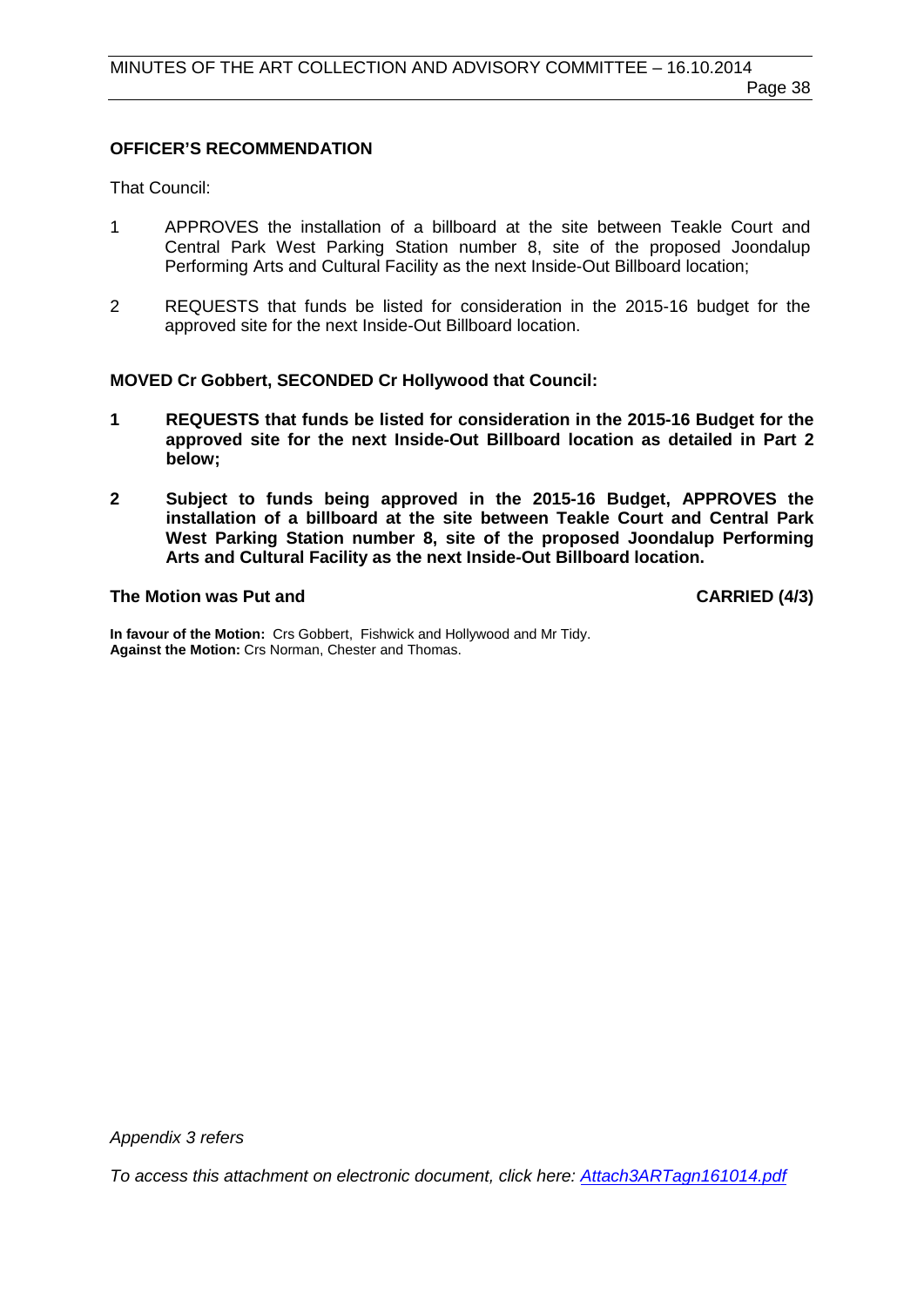**OFFICER'S RECOMMENDATION**

That Council:

1. APPROVES the installation of a billboard at the site between Teakle Court and Central Park West Parking Station number 8, site of the proposed Joondalup Performing Arts and Cultural Facility as the next Inside-Out Billboard location;

2. REQUESTS that funds be listed for consideration in the 2015-16 budget for the approved site for the next Inside-Out Billboard location.

**MOVED Cr Gobbert, SECONDED Cr Hollywood that Council:**

1. **REQUESTS that funds be listed for consideration in the 2015-16 Budget for the approved site for the next Inside-Out Billboard location as detailed in Part 2 below;**

2. **Subject to funds being approved in the 2015-16 Budget, APPROVES the installation of a billboard at the site between Teakle Court and Central Park West Parking Station number 8, site of the proposed Joondalup Performing Arts and Cultural Facility as the next Inside-Out Billboard location.**

**The Motion was Put and CARRIED (4/3)**

**In favour of the Motion:** Crs Gobbert, Fishwick and Hollywood and Mr Tidy.
**Against the Motion:** Crs Norman, Chester and Thomas.

*Appendix 3 refers*

*To access this attachment on electronic document, click here: Attach3ARTagn161014.pdf*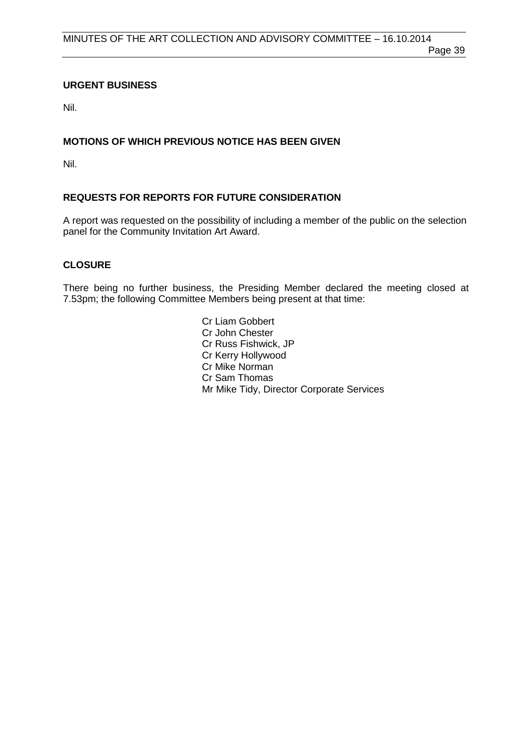**URGENT BUSINESS**

Nil.

**MOTIONS OF WHICH PREVIOUS NOTICE HAS BEEN GIVEN**

Nil.

**REQUESTS FOR REPORTS FOR FUTURE CONSIDERATION**

A report was requested on the possibility of including a member of the public on the selection panel for the Community Invitation Art Award.

**CLOSURE**

There being no further business, the Presiding Member declared the meeting closed at 7.53pm; the following Committee Members being present at that time:

Cr Liam Gobbert
Cr John Chester
Cr Russ Fishwick, JP
Cr Kerry Hollywood
Cr Mike Norman
Cr Sam Thomas
Mr Mike Tidy, Director Corporate Services